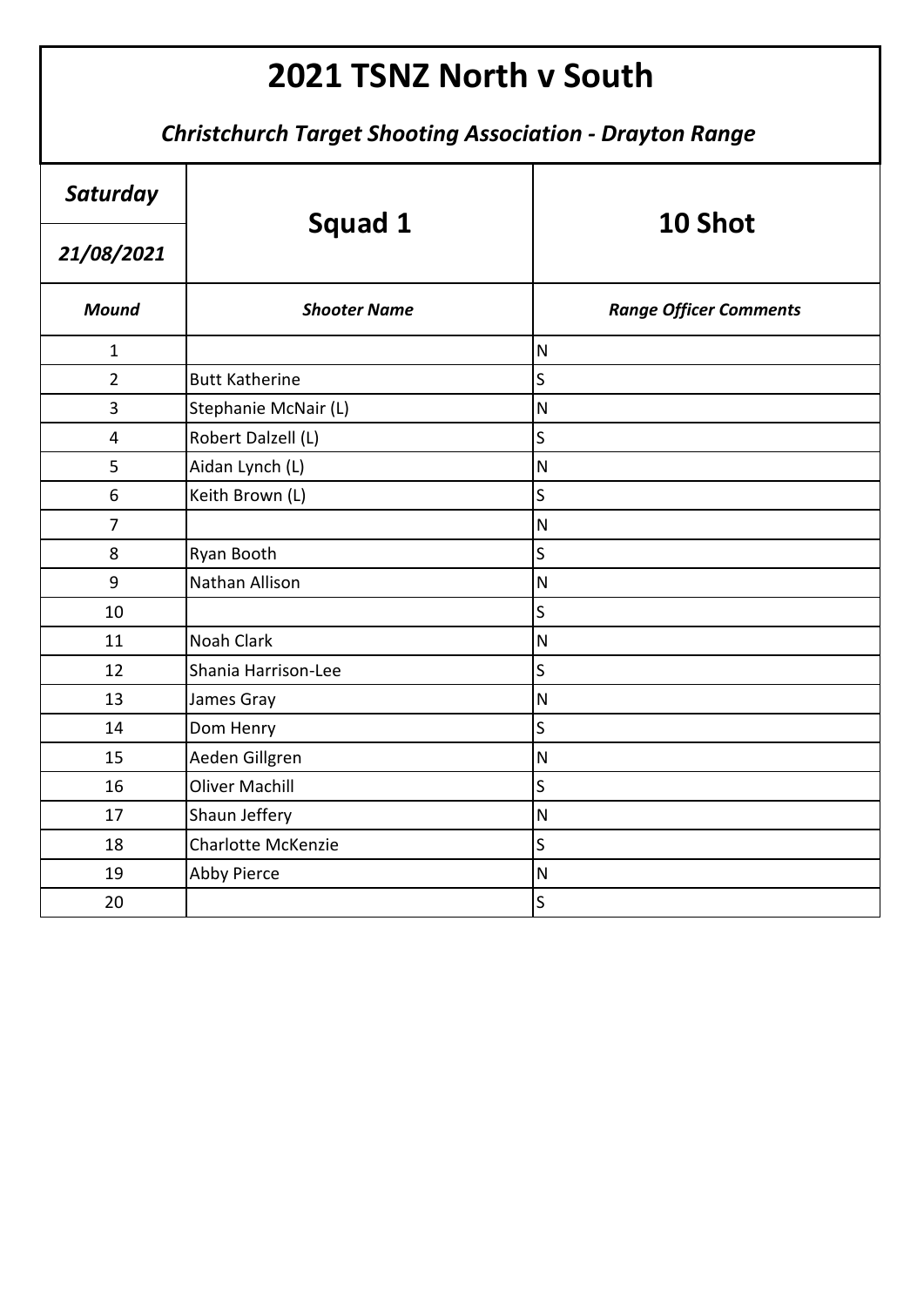# 2021 TSNZ North v South

***Christchurch Target Shooting Association - Drayton Range***

| ***Saturday*** | **Squad 1** | **10 Shot** |
|---|---|---|
| ***21/08/2021*** | | |
| ***Mound*** | ***Shooter Name*** | ***Range Officer Comments*** |
| 1 | | N |
| 2 | Butt Katherine | S |
| 3 | Stephanie McNair (L) | N |
| 4 | Robert Dalzell (L) | S |
| 5 | Aidan Lynch (L) | N |
| 6 | Keith Brown (L) | S |
| 7 | | N |
| 8 | Ryan Booth | S |
| 9 | Nathan Allison | N |
| 10 | | S |
| 11 | Noah Clark | N |
| 12 | Shania Harrison-Lee | S |
| 13 | James Gray | N |
| 14 | Dom Henry | S |
| 15 | Aeden Gillgren | N |
| 16 | Oliver Machill | S |
| 17 | Shaun Jeffery | N |
| 18 | Charlotte McKenzie | S |
| 19 | Abby Pierce | N |
| 20 | | S |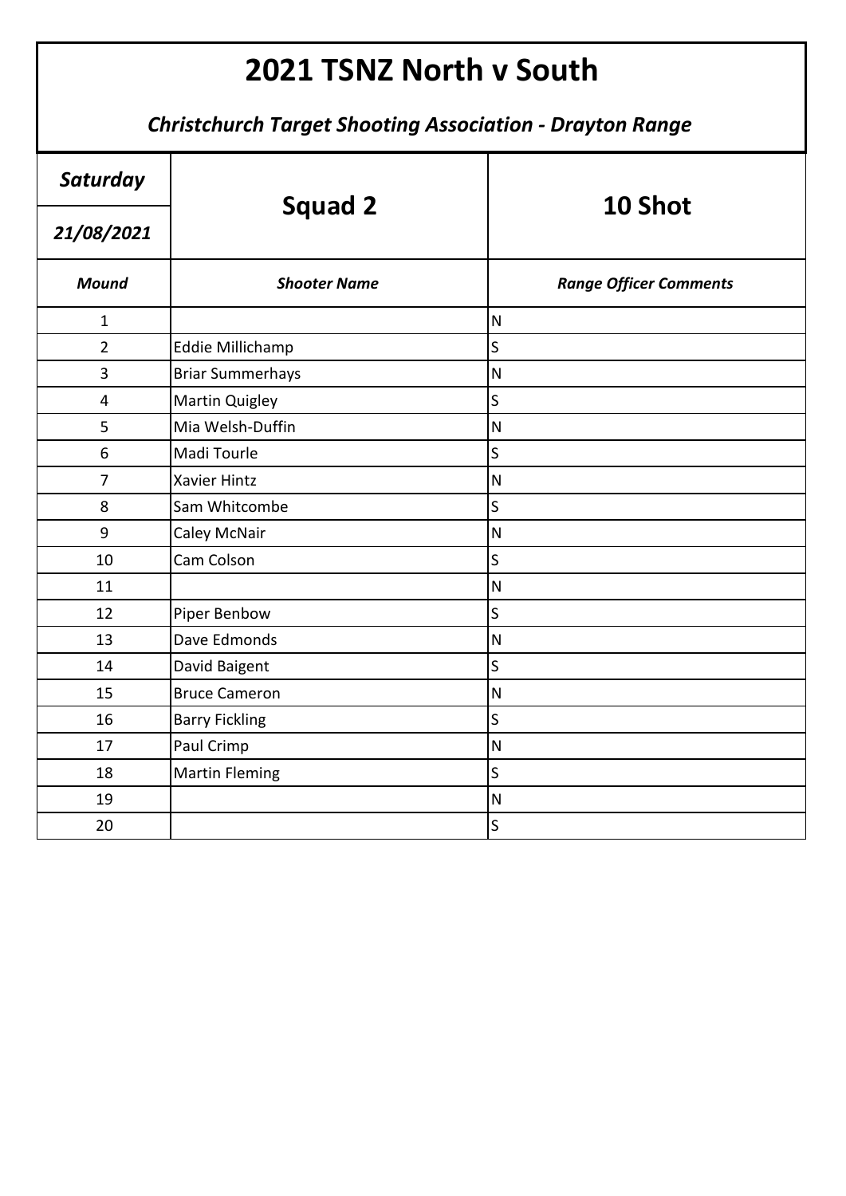# 2021 TSNZ North v South

### *Christchurch Target Shooting Association - Drayton Range*

| ***Saturday*** / ***21/08/2021*** | **Squad 2** | **10 Shot** |
|---|---|---|
| ***Mound*** | ***Shooter Name*** | ***Range Officer Comments*** |
| 1 | | N |
| 2 | Eddie Millichamp | S |
| 3 | Briar Summerhays | N |
| 4 | Martin Quigley | S |
| 5 | Mia Welsh-Duffin | N |
| 6 | Madi Tourle | S |
| 7 | Xavier Hintz | N |
| 8 | Sam Whitcombe | S |
| 9 | Caley McNair | N |
| 10 | Cam Colson | S |
| 11 | | N |
| 12 | Piper Benbow | S |
| 13 | Dave Edmonds | N |
| 14 | David Baigent | S |
| 15 | Bruce Cameron | N |
| 16 | Barry Fickling | S |
| 17 | Paul Crimp | N |
| 18 | Martin Fleming | S |
| 19 | | N |
| 20 | | S |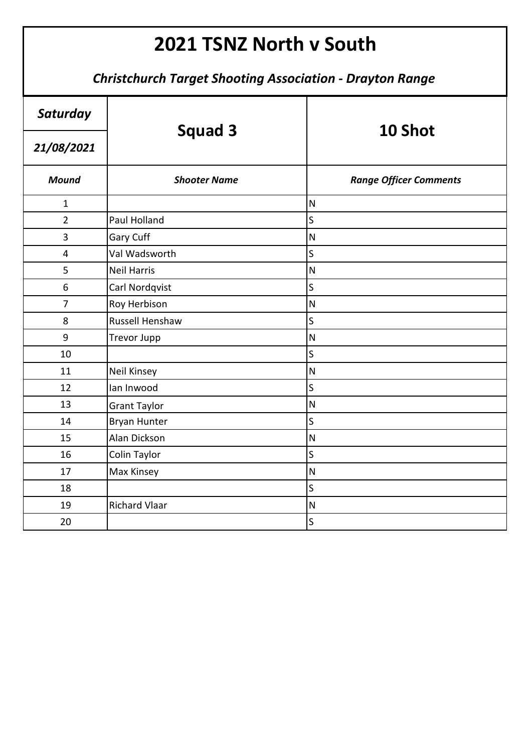# 2021 TSNZ North v South

***Christchurch Target Shooting Association - Drayton Range***

| ***Saturday*** <br> ***21/08/2021*** | **Squad 3** | **10 Shot** |
|---|---|---|
| ***Mound*** | ***Shooter Name*** | ***Range Officer Comments*** |
| 1 | | N |
| 2 | Paul Holland | S |
| 3 | Gary Cuff | N |
| 4 | Val Wadsworth | S |
| 5 | Neil Harris | N |
| 6 | Carl Nordqvist | S |
| 7 | Roy Herbison | N |
| 8 | Russell Henshaw | S |
| 9 | Trevor Jupp | N |
| 10 | | S |
| 11 | Neil Kinsey | N |
| 12 | Ian Inwood | S |
| 13 | Grant Taylor | N |
| 14 | Bryan Hunter | S |
| 15 | Alan Dickson | N |
| 16 | Colin Taylor | S |
| 17 | Max Kinsey | N |
| 18 | | S |
| 19 | Richard Vlaar | N |
| 20 | | S |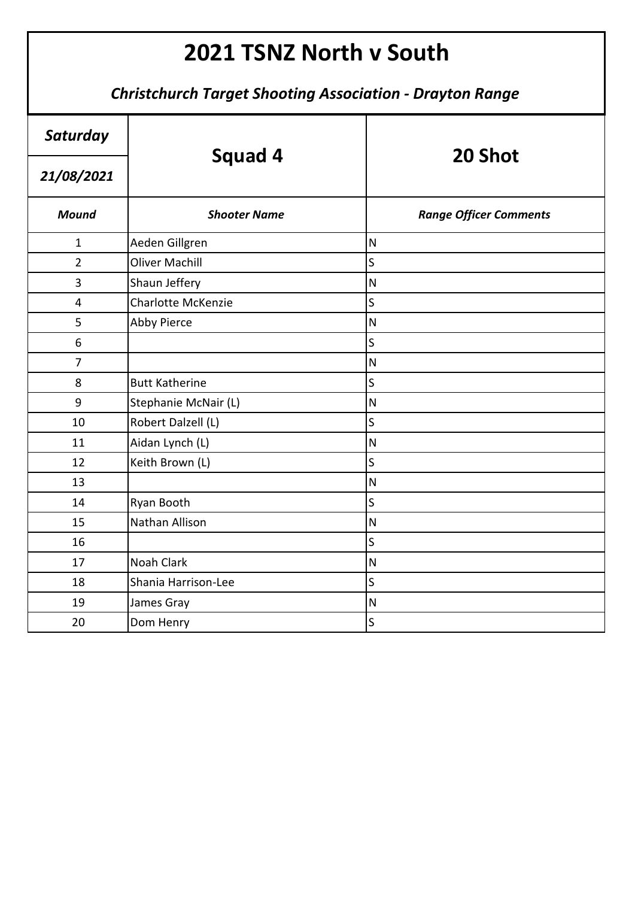# 2021 TSNZ North v South

***Christchurch Target Shooting Association - Drayton Range***

| *Saturday* | Squad 4 | 20 Shot |
|---|---|---|
| *21/08/2021* | | |
| ***Mound*** | ***Shooter Name*** | ***Range Officer Comments*** |
| 1 | Aeden Gillgren | N |
| 2 | Oliver Machill | S |
| 3 | Shaun Jeffery | N |
| 4 | Charlotte McKenzie | S |
| 5 | Abby Pierce | N |
| 6 | | S |
| 7 | | N |
| 8 | Butt Katherine | S |
| 9 | Stephanie McNair (L) | N |
| 10 | Robert Dalzell (L) | S |
| 11 | Aidan Lynch (L) | N |
| 12 | Keith Brown (L) | S |
| 13 | | N |
| 14 | Ryan Booth | S |
| 15 | Nathan Allison | N |
| 16 | | S |
| 17 | Noah Clark | N |
| 18 | Shania Harrison-Lee | S |
| 19 | James Gray | N |
| 20 | Dom Henry | S |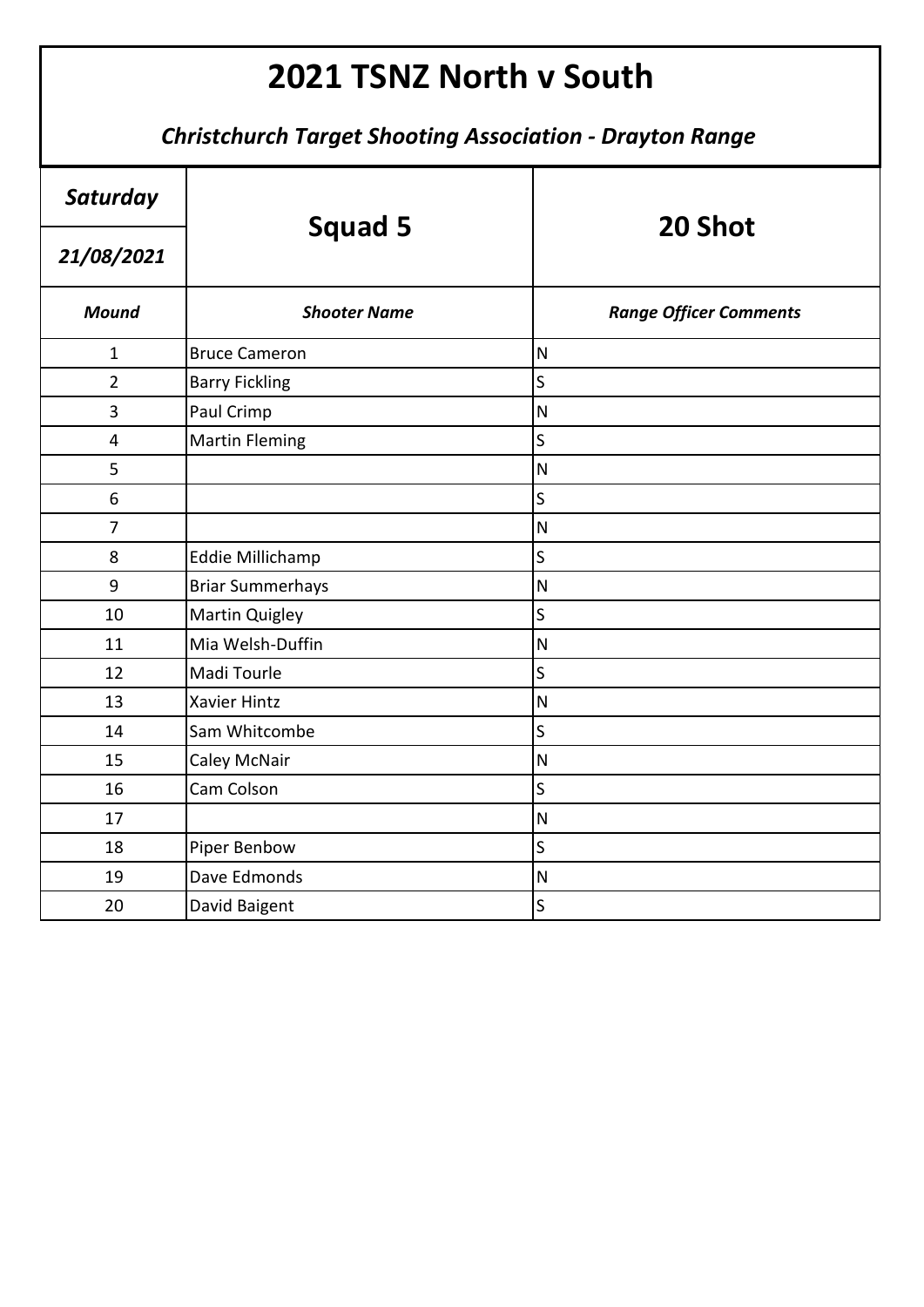# 2021 TSNZ North v South

### *Christchurch Target Shooting Association - Drayton Range*

| *Saturday* | **Squad 5** | **20 Shot** |
|---|---|---|
| *21/08/2021* | | |
| ***Mound*** | ***Shooter Name*** | ***Range Officer Comments*** |
| 1 | Bruce Cameron | N |
| 2 | Barry Fickling | S |
| 3 | Paul Crimp | N |
| 4 | Martin Fleming | S |
| 5 | | N |
| 6 | | S |
| 7 | | N |
| 8 | Eddie Millichamp | S |
| 9 | Briar Summerhays | N |
| 10 | Martin Quigley | S |
| 11 | Mia Welsh-Duffin | N |
| 12 | Madi Tourle | S |
| 13 | Xavier Hintz | N |
| 14 | Sam Whitcombe | S |
| 15 | Caley McNair | N |
| 16 | Cam Colson | S |
| 17 | | N |
| 18 | Piper Benbow | S |
| 19 | Dave Edmonds | N |
| 20 | David Baigent | S |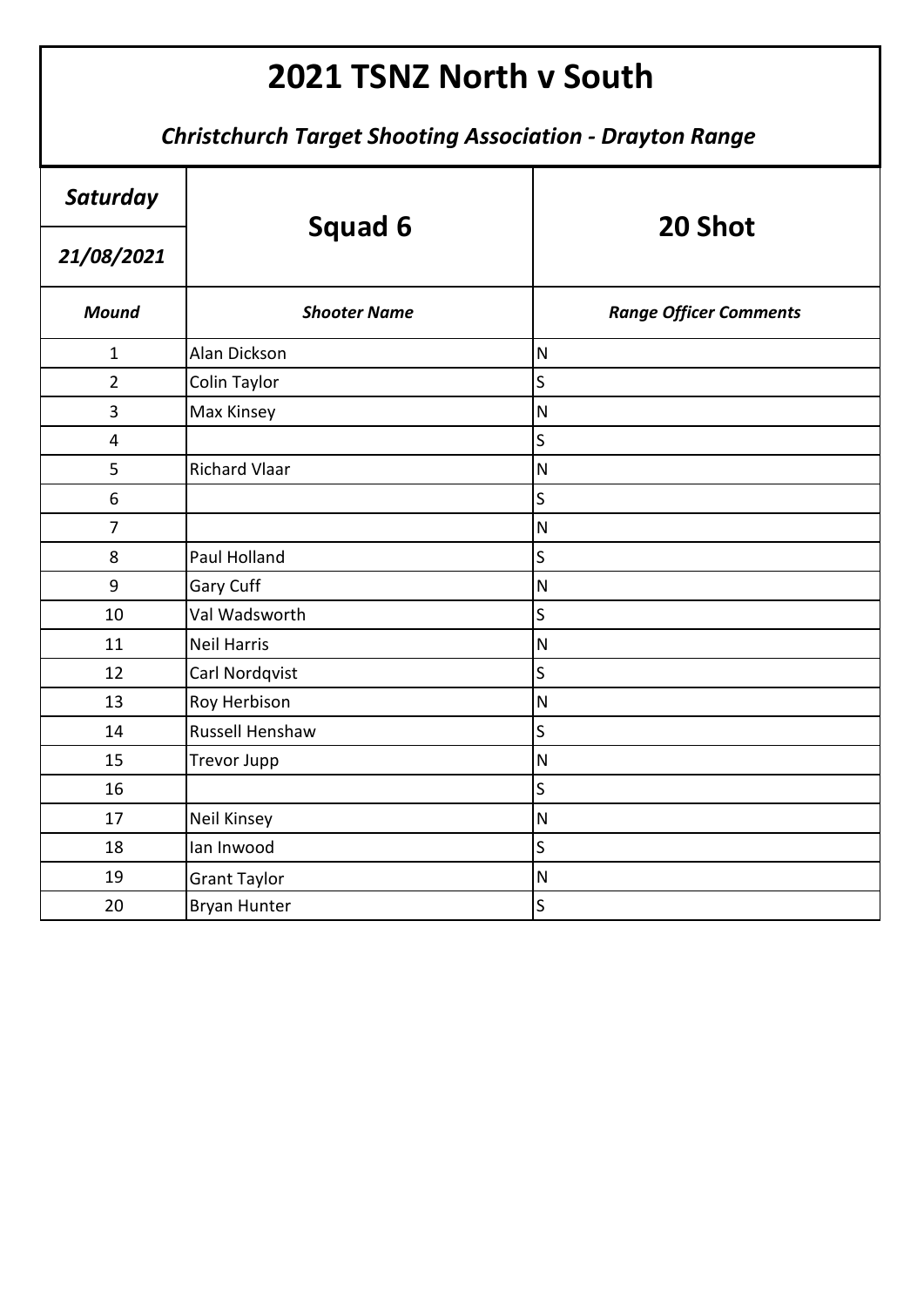# 2021 TSNZ North v South

***Christchurch Target Shooting Association - Drayton Range***

| *Saturday* | Squad 6 | 20 Shot |
|---|---|---|
| *21/08/2021* | | |
| ***Mound*** | ***Shooter Name*** | ***Range Officer Comments*** |
| 1 | Alan Dickson | N |
| 2 | Colin Taylor | S |
| 3 | Max Kinsey | N |
| 4 | | S |
| 5 | Richard Vlaar | N |
| 6 | | S |
| 7 | | N |
| 8 | Paul Holland | S |
| 9 | Gary Cuff | N |
| 10 | Val Wadsworth | S |
| 11 | Neil Harris | N |
| 12 | Carl Nordqvist | S |
| 13 | Roy Herbison | N |
| 14 | Russell Henshaw | S |
| 15 | Trevor Jupp | N |
| 16 | | S |
| 17 | Neil Kinsey | N |
| 18 | Ian Inwood | S |
| 19 | Grant Taylor | N |
| 20 | Bryan Hunter | S |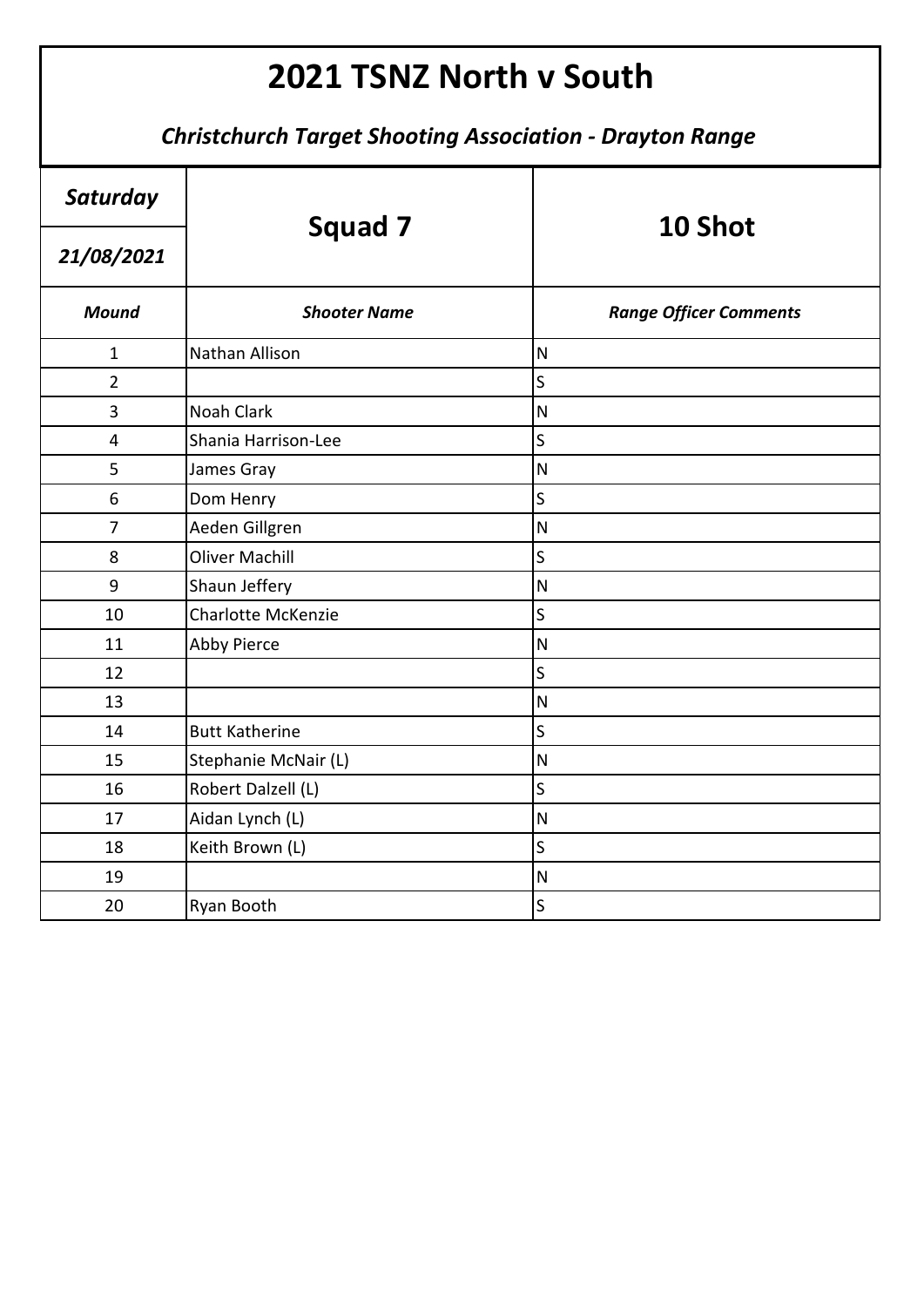# 2021 TSNZ North v South

***Christchurch Target Shooting Association - Drayton Range***

| ***Saturday*** | **Squad 7** | **10 Shot** |
|---|---|---|
| ***21/08/2021*** | | |
| ***Mound*** | ***Shooter Name*** | ***Range Officer Comments*** |
| 1 | Nathan Allison | N |
| 2 | | S |
| 3 | Noah Clark | N |
| 4 | Shania Harrison-Lee | S |
| 5 | James Gray | N |
| 6 | Dom Henry | S |
| 7 | Aeden Gillgren | N |
| 8 | Oliver Machill | S |
| 9 | Shaun Jeffery | N |
| 10 | Charlotte McKenzie | S |
| 11 | Abby Pierce | N |
| 12 | | S |
| 13 | | N |
| 14 | Butt Katherine | S |
| 15 | Stephanie McNair (L) | N |
| 16 | Robert Dalzell (L) | S |
| 17 | Aidan Lynch (L) | N |
| 18 | Keith Brown (L) | S |
| 19 | | N |
| 20 | Ryan Booth | S |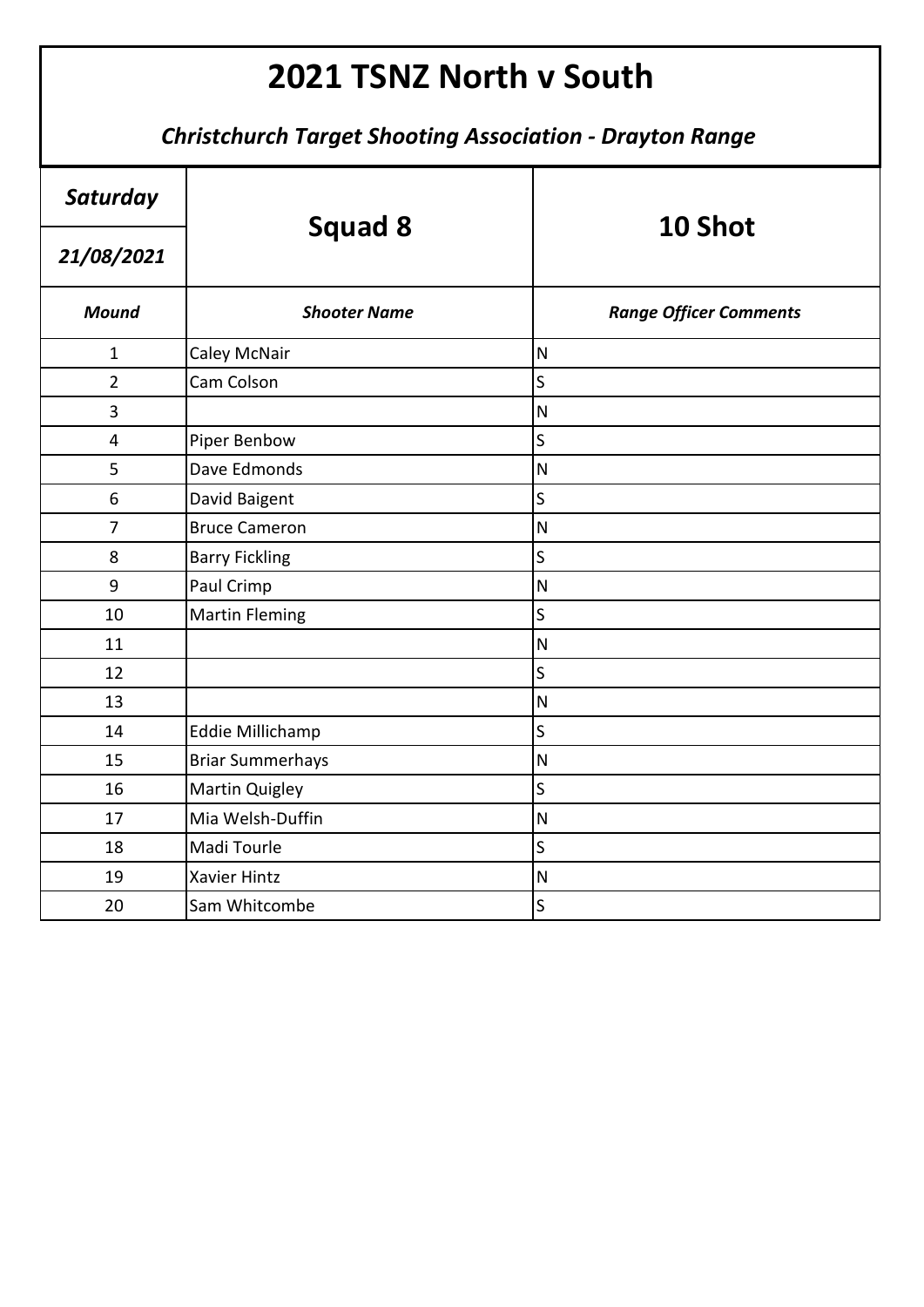# 2021 TSNZ North v South

## *Christchurch Target Shooting Association - Drayton Range*

| *Saturday* | **Squad 8** | **10 Shot** |
|---|---|---|
| *21/08/2021* | | |
| ***Mound*** | ***Shooter Name*** | ***Range Officer Comments*** |
| 1 | Caley McNair | N |
| 2 | Cam Colson | S |
| 3 | | N |
| 4 | Piper Benbow | S |
| 5 | Dave Edmonds | N |
| 6 | David Baigent | S |
| 7 | Bruce Cameron | N |
| 8 | Barry Fickling | S |
| 9 | Paul Crimp | N |
| 10 | Martin Fleming | S |
| 11 | | N |
| 12 | | S |
| 13 | | N |
| 14 | Eddie Millichamp | S |
| 15 | Briar Summerhays | N |
| 16 | Martin Quigley | S |
| 17 | Mia Welsh-Duffin | N |
| 18 | Madi Tourle | S |
| 19 | Xavier Hintz | N |
| 20 | Sam Whitcombe | S |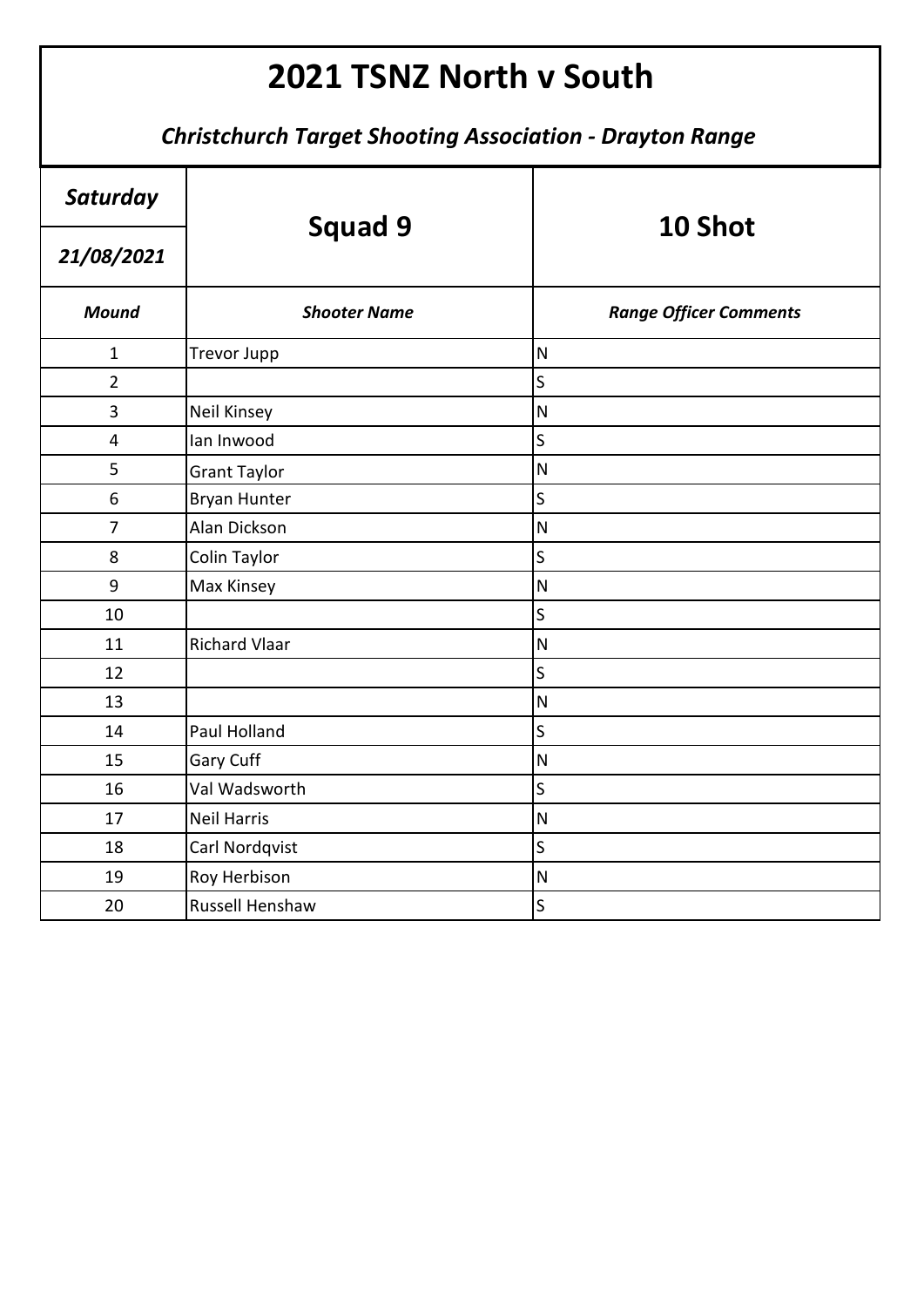# 2021 TSNZ North v South

***Christchurch Target Shooting Association - Drayton Range***

| ***Saturday*** | **Squad 9** | **10 Shot** |
|---|---|---|
| ***21/08/2021*** | | |
| ***Mound*** | ***Shooter Name*** | ***Range Officer Comments*** |
| 1 | Trevor Jupp | N |
| 2 | | S |
| 3 | Neil Kinsey | N |
| 4 | Ian Inwood | S |
| 5 | Grant Taylor | N |
| 6 | Bryan Hunter | S |
| 7 | Alan Dickson | N |
| 8 | Colin Taylor | S |
| 9 | Max Kinsey | N |
| 10 | | S |
| 11 | Richard Vlaar | N |
| 12 | | S |
| 13 | | N |
| 14 | Paul Holland | S |
| 15 | Gary Cuff | N |
| 16 | Val Wadsworth | S |
| 17 | Neil Harris | N |
| 18 | Carl Nordqvist | S |
| 19 | Roy Herbison | N |
| 20 | Russell Henshaw | S |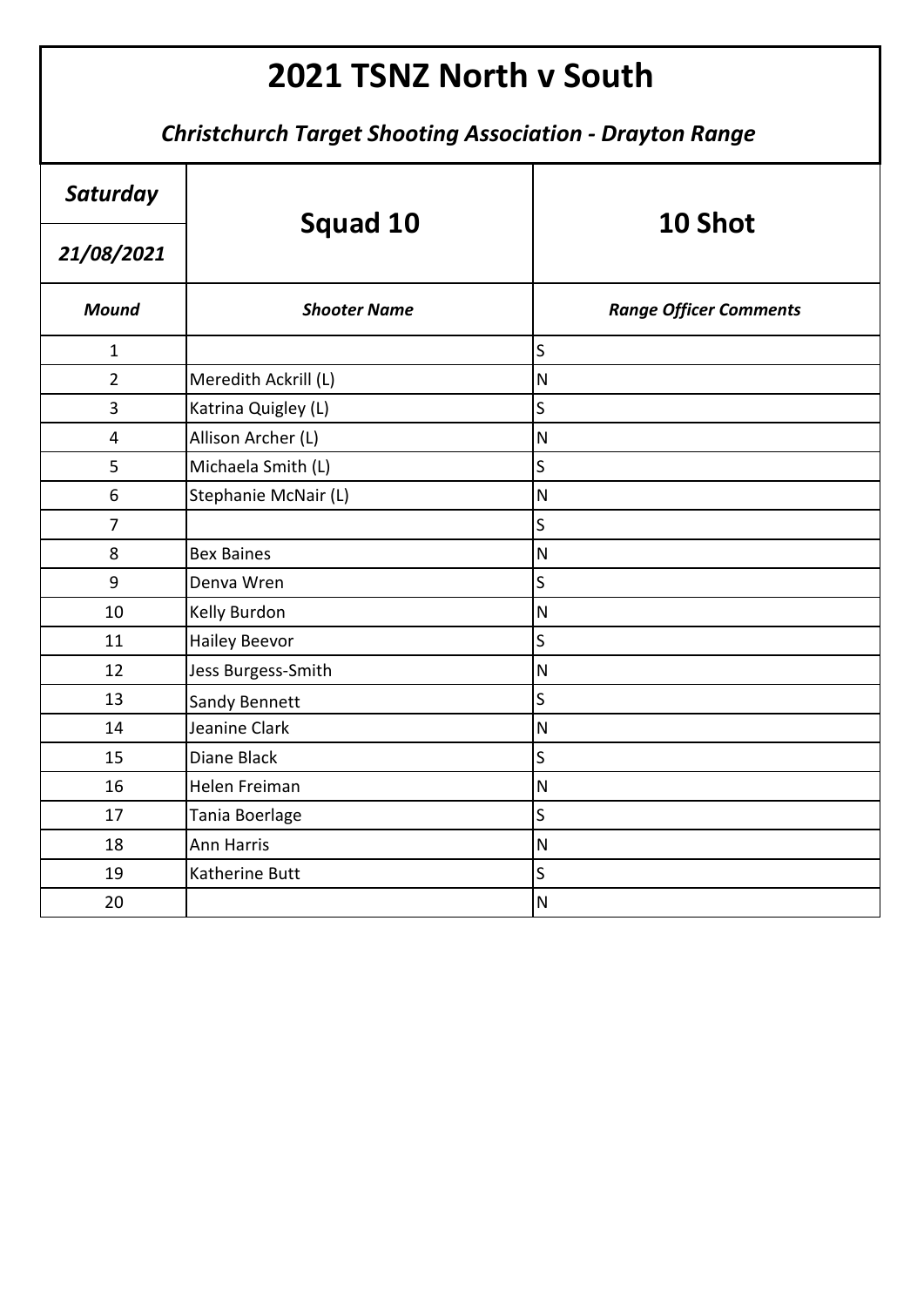# 2021 TSNZ North v South

***Christchurch Target Shooting Association - Drayton Range***

| ***Saturday*** ***21/08/2021*** | **Squad 10** | **10 Shot** |
|---|---|---|
| ***Mound*** | ***Shooter Name*** | ***Range Officer Comments*** |
| 1 | | S |
| 2 | Meredith Ackrill (L) | N |
| 3 | Katrina Quigley (L) | S |
| 4 | Allison Archer (L) | N |
| 5 | Michaela Smith (L) | S |
| 6 | Stephanie McNair (L) | N |
| 7 | | S |
| 8 | Bex Baines | N |
| 9 | Denva Wren | S |
| 10 | Kelly Burdon | N |
| 11 | Hailey Beevor | S |
| 12 | Jess Burgess-Smith | N |
| 13 | Sandy Bennett | S |
| 14 | Jeanine Clark | N |
| 15 | Diane Black | S |
| 16 | Helen Freiman | N |
| 17 | Tania Boerlage | S |
| 18 | Ann Harris | N |
| 19 | Katherine Butt | S |
| 20 | | N |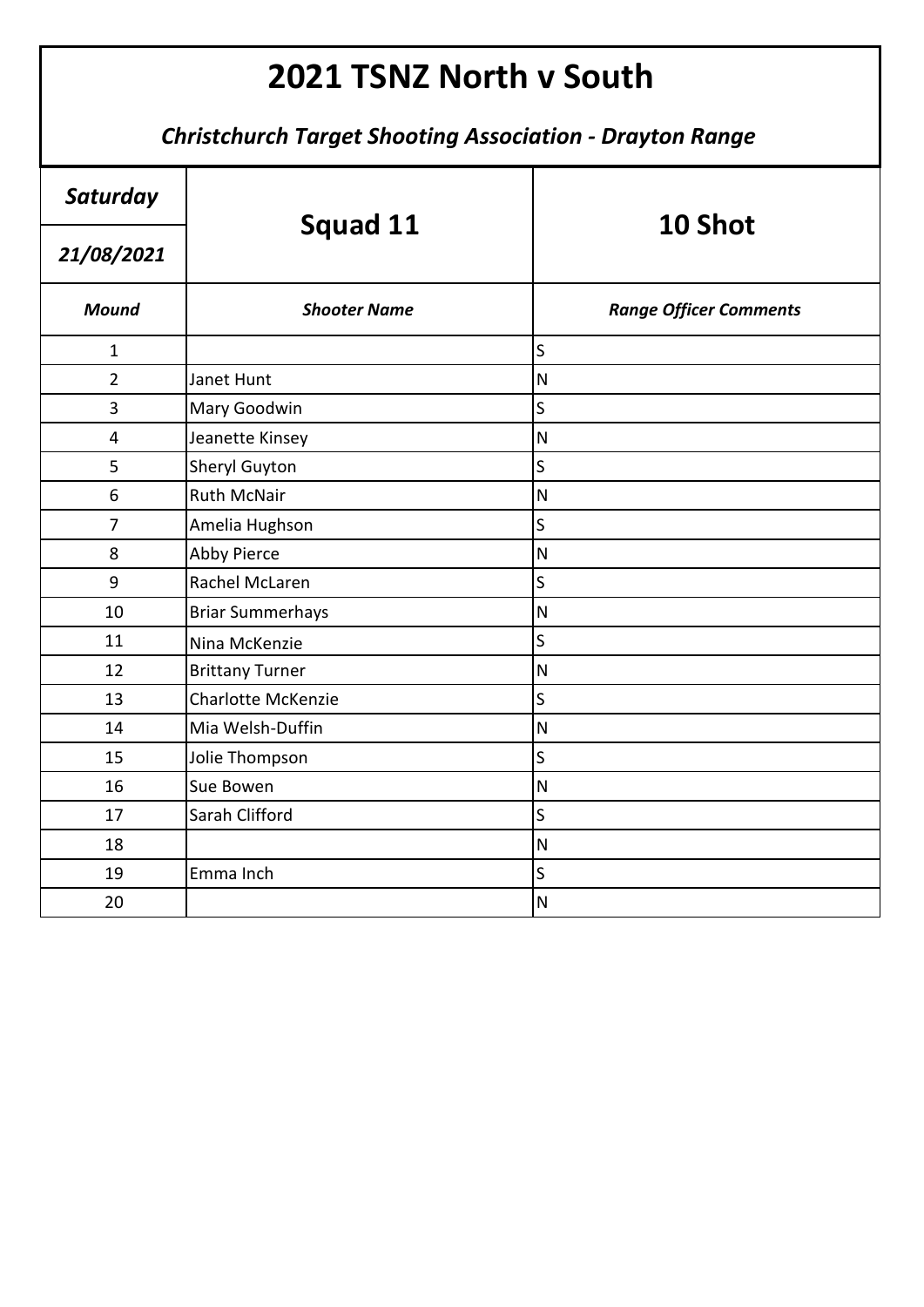# 2021 TSNZ North v South

***Christchurch Target Shooting Association - Drayton Range***

| *Saturday* | **Squad 11** | **10 Shot** |
|---|---|---|
| *21/08/2021* | | |
| ***Mound*** | ***Shooter Name*** | ***Range Officer Comments*** |
| 1 | | S |
| 2 | Janet Hunt | N |
| 3 | Mary Goodwin | S |
| 4 | Jeanette Kinsey | N |
| 5 | Sheryl Guyton | S |
| 6 | Ruth McNair | N |
| 7 | Amelia Hughson | S |
| 8 | Abby Pierce | N |
| 9 | Rachel McLaren | S |
| 10 | Briar Summerhays | N |
| 11 | Nina McKenzie | S |
| 12 | Brittany Turner | N |
| 13 | Charlotte McKenzie | S |
| 14 | Mia Welsh-Duffin | N |
| 15 | Jolie Thompson | S |
| 16 | Sue Bowen | N |
| 17 | Sarah Clifford | S |
| 18 | | N |
| 19 | Emma Inch | S |
| 20 | | N |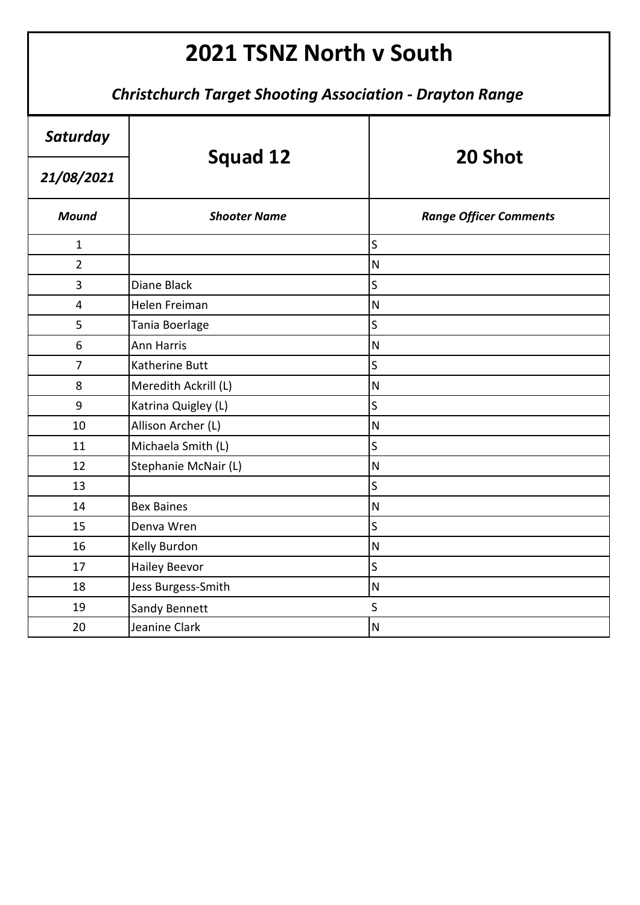# 2021 TSNZ North v South

### *Christchurch Target Shooting Association - Drayton Range*

| *Saturday* | **Squad 12** | **20 Shot** |
|---|---|---|
| *21/08/2021* | | |
| ***Mound*** | ***Shooter Name*** | ***Range Officer Comments*** |
| 1 | | S |
| 2 | | N |
| 3 | Diane Black | S |
| 4 | Helen Freiman | N |
| 5 | Tania Boerlage | S |
| 6 | Ann Harris | N |
| 7 | Katherine Butt | S |
| 8 | Meredith Ackrill (L) | N |
| 9 | Katrina Quigley (L) | S |
| 10 | Allison Archer (L) | N |
| 11 | Michaela Smith (L) | S |
| 12 | Stephanie McNair (L) | N |
| 13 | | S |
| 14 | Bex Baines | N |
| 15 | Denva Wren | S |
| 16 | Kelly Burdon | N |
| 17 | Hailey Beevor | S |
| 18 | Jess Burgess-Smith | N |
| 19 | Sandy Bennett | S |
| 20 | Jeanine Clark | N |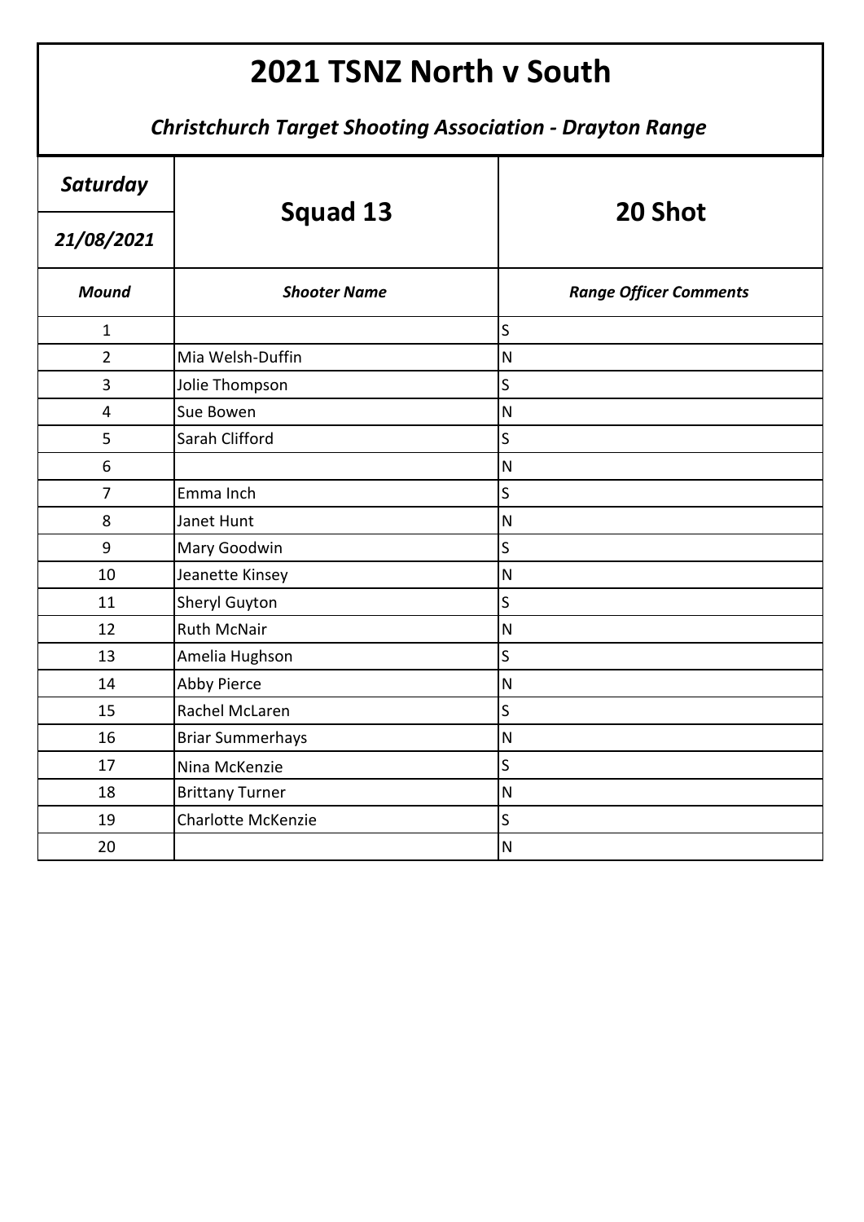# 2021 TSNZ North v South

*Christchurch Target Shooting Association - Drayton Range*

| *Saturday* | Squad 13 | 20 Shot |
|---|---|---|
| *21/08/2021* | | |
| ***Mound*** | ***Shooter Name*** | ***Range Officer Comments*** |
| 1 | | S |
| 2 | Mia Welsh-Duffin | N |
| 3 | Jolie Thompson | S |
| 4 | Sue Bowen | N |
| 5 | Sarah Clifford | S |
| 6 | | N |
| 7 | Emma Inch | S |
| 8 | Janet Hunt | N |
| 9 | Mary Goodwin | S |
| 10 | Jeanette Kinsey | N |
| 11 | Sheryl Guyton | S |
| 12 | Ruth McNair | N |
| 13 | Amelia Hughson | S |
| 14 | Abby Pierce | N |
| 15 | Rachel McLaren | S |
| 16 | Briar Summerhays | N |
| 17 | Nina McKenzie | S |
| 18 | Brittany Turner | N |
| 19 | Charlotte McKenzie | S |
| 20 | | N |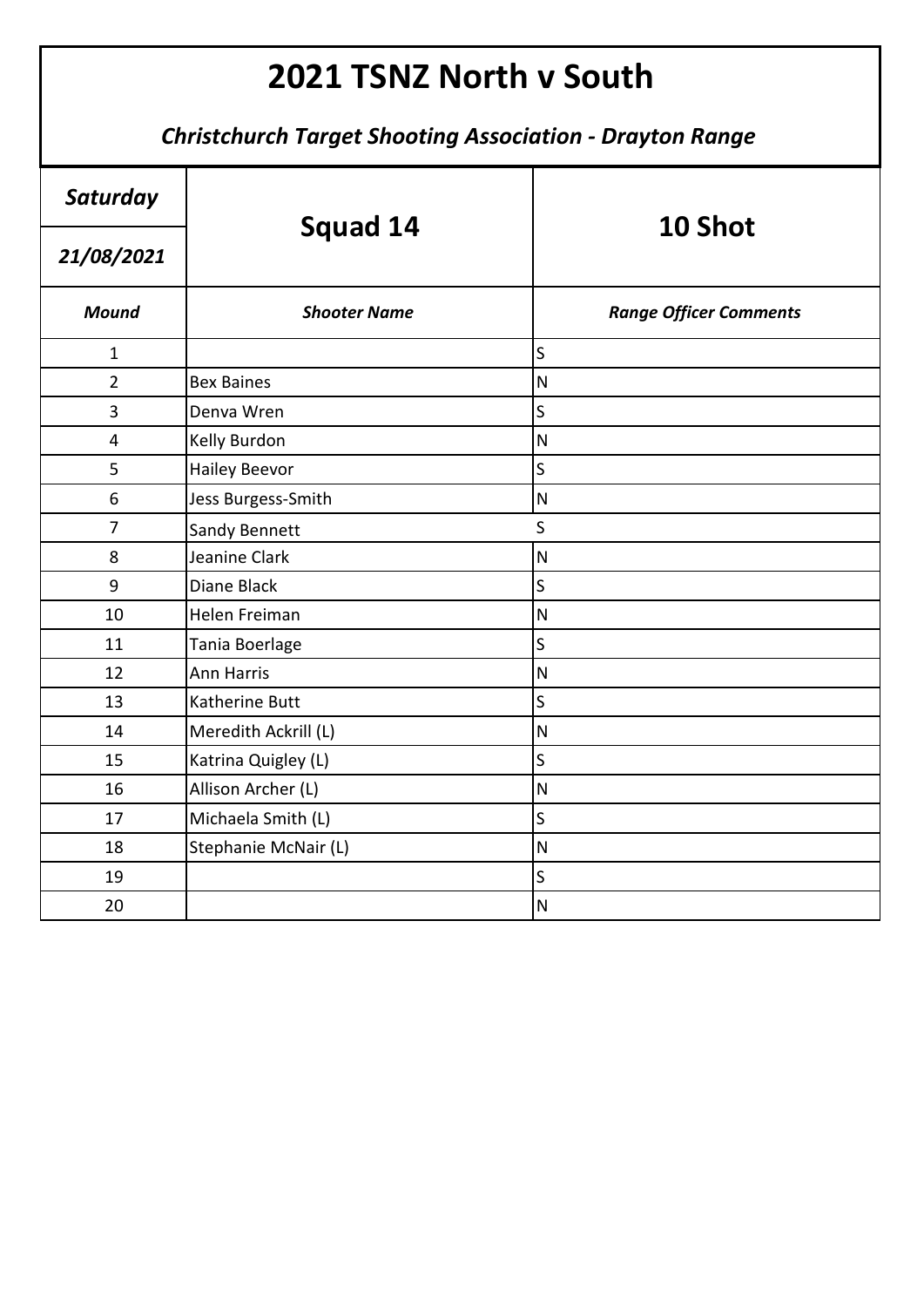# 2021 TSNZ North v South

***Christchurch Target Shooting Association - Drayton Range***

| *Saturday* | **Squad 14** | **10 Shot** |
|---|---|---|
| *21/08/2021* | | |
| ***Mound*** | ***Shooter Name*** | ***Range Officer Comments*** |
| 1 | | S |
| 2 | Bex Baines | N |
| 3 | Denva Wren | S |
| 4 | Kelly Burdon | N |
| 5 | Hailey Beevor | S |
| 6 | Jess Burgess-Smith | N |
| 7 | Sandy Bennett | S |
| 8 | Jeanine Clark | N |
| 9 | Diane Black | S |
| 10 | Helen Freiman | N |
| 11 | Tania Boerlage | S |
| 12 | Ann Harris | N |
| 13 | Katherine Butt | S |
| 14 | Meredith Ackrill (L) | N |
| 15 | Katrina Quigley (L) | S |
| 16 | Allison Archer (L) | N |
| 17 | Michaela Smith (L) | S |
| 18 | Stephanie McNair (L) | N |
| 19 | | S |
| 20 | | N |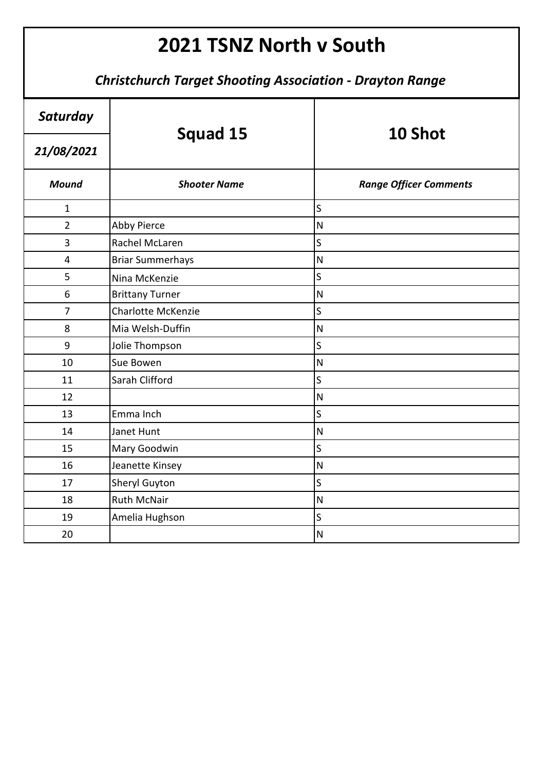# 2021 TSNZ North v South

## *Christchurch Target Shooting Association - Drayton Range*

| *Saturday* | **Squad 15** | **10 Shot** |
| --- | --- | --- |
| *21/08/2021* | | |
| ***Mound*** | ***Shooter Name*** | ***Range Officer Comments*** |
| 1 | | S |
| 2 | Abby Pierce | N |
| 3 | Rachel McLaren | S |
| 4 | Briar Summerhays | N |
| 5 | Nina McKenzie | S |
| 6 | Brittany Turner | N |
| 7 | Charlotte McKenzie | S |
| 8 | Mia Welsh-Duffin | N |
| 9 | Jolie Thompson | S |
| 10 | Sue Bowen | N |
| 11 | Sarah Clifford | S |
| 12 | | N |
| 13 | Emma Inch | S |
| 14 | Janet Hunt | N |
| 15 | Mary Goodwin | S |
| 16 | Jeanette Kinsey | N |
| 17 | Sheryl Guyton | S |
| 18 | Ruth McNair | N |
| 19 | Amelia Hughson | S |
| 20 | | N |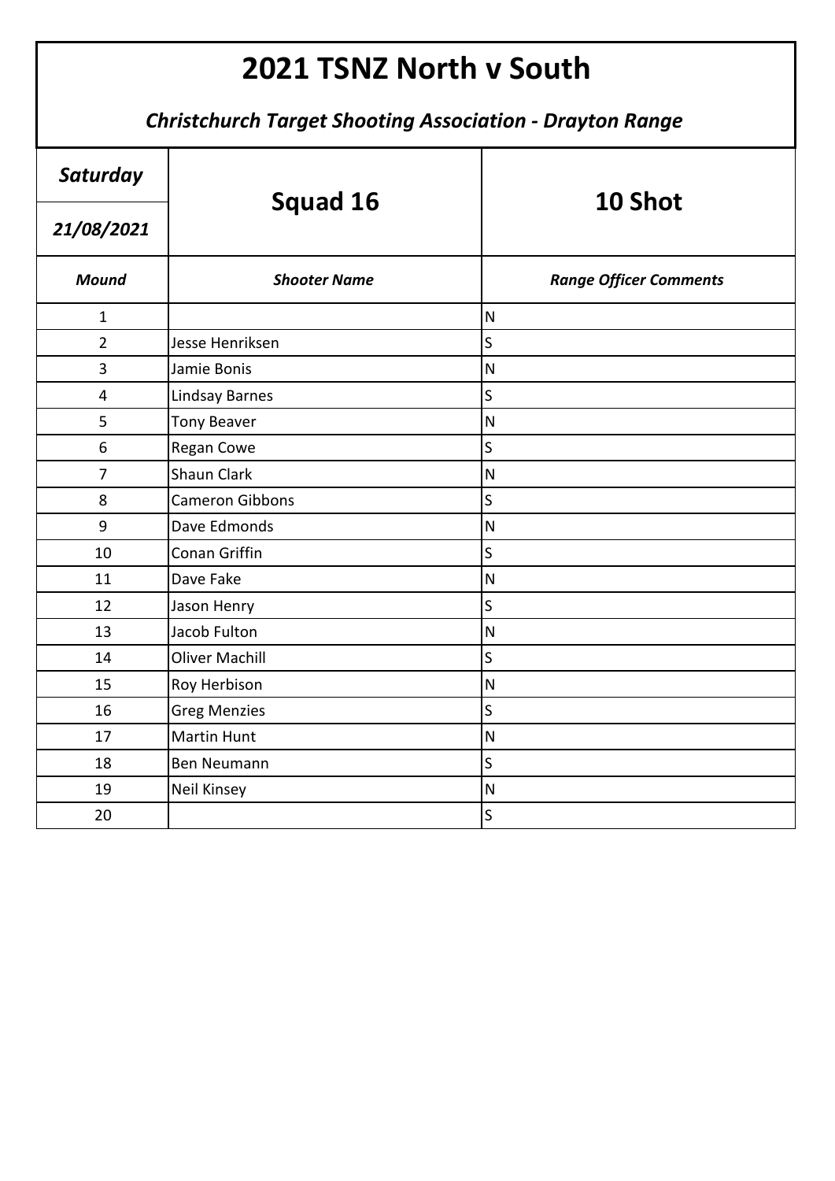# 2021 TSNZ North v South

***Christchurch Target Shooting Association - Drayton Range***

| ***Saturday*** | **Squad 16** | **10 Shot** |
|---|---|---|
| ***21/08/2021*** | | |
| ***Mound*** | ***Shooter Name*** | ***Range Officer Comments*** |
| 1 | | N |
| 2 | Jesse Henriksen | S |
| 3 | Jamie Bonis | N |
| 4 | Lindsay Barnes | S |
| 5 | Tony Beaver | N |
| 6 | Regan Cowe | S |
| 7 | Shaun Clark | N |
| 8 | Cameron Gibbons | S |
| 9 | Dave Edmonds | N |
| 10 | Conan Griffin | S |
| 11 | Dave Fake | N |
| 12 | Jason Henry | S |
| 13 | Jacob Fulton | N |
| 14 | Oliver Machill | S |
| 15 | Roy Herbison | N |
| 16 | Greg Menzies | S |
| 17 | Martin Hunt | N |
| 18 | Ben Neumann | S |
| 19 | Neil Kinsey | N |
| 20 | | S |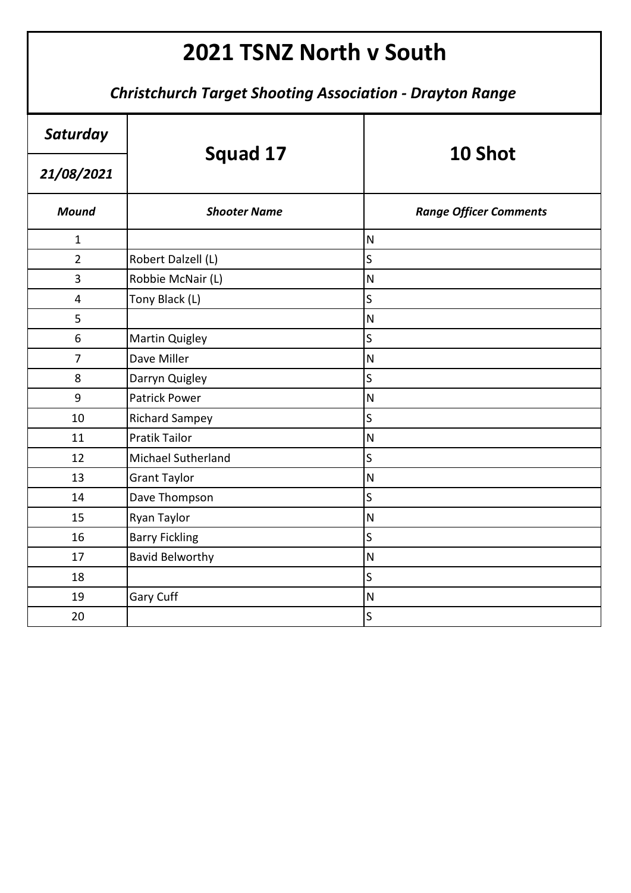# 2021 TSNZ North v South

***Christchurch Target Shooting Association - Drayton Range***

| ***Saturday*** | **Squad 17** | **10 Shot** |
|---|---|---|
| ***21/08/2021*** | | |
| ***Mound*** | ***Shooter Name*** | ***Range Officer Comments*** |
| 1 | | N |
| 2 | Robert Dalzell (L) | S |
| 3 | Robbie McNair (L) | N |
| 4 | Tony Black (L) | S |
| 5 | | N |
| 6 | Martin Quigley | S |
| 7 | Dave Miller | N |
| 8 | Darryn Quigley | S |
| 9 | Patrick Power | N |
| 10 | Richard Sampey | S |
| 11 | Pratik Tailor | N |
| 12 | Michael Sutherland | S |
| 13 | Grant Taylor | N |
| 14 | Dave Thompson | S |
| 15 | Ryan Taylor | N |
| 16 | Barry Fickling | S |
| 17 | Bavid Belworthy | N |
| 18 | | S |
| 19 | Gary Cuff | N |
| 20 | | S |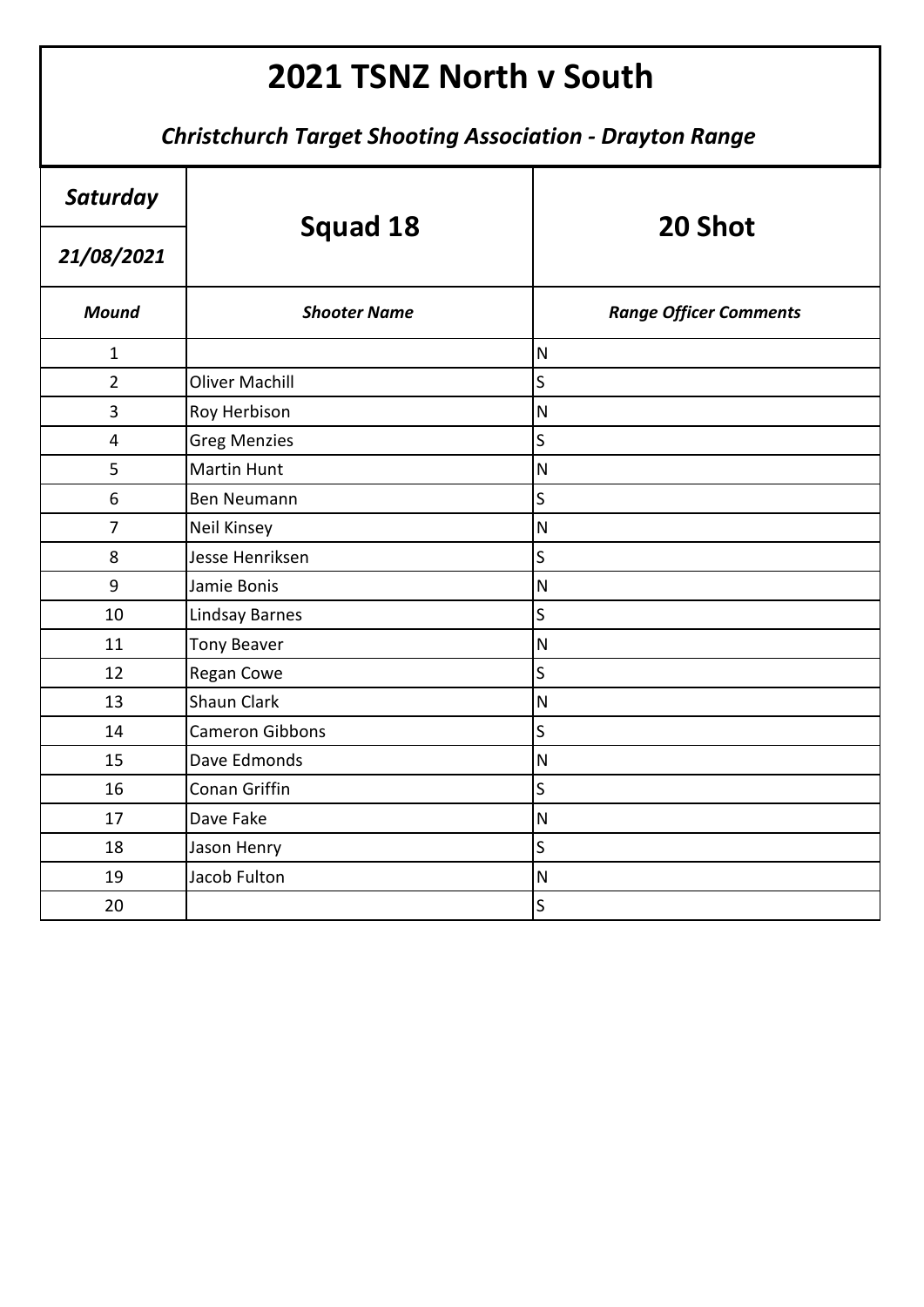# 2021 TSNZ North v South

***Christchurch Target Shooting Association - Drayton Range***

| ***Saturday*** | **Squad 18** | **20 Shot** |
|---|---|---|
| ***21/08/2021*** | | |
| ***Mound*** | ***Shooter Name*** | ***Range Officer Comments*** |
| 1 | | N |
| 2 | Oliver Machill | S |
| 3 | Roy Herbison | N |
| 4 | Greg Menzies | S |
| 5 | Martin Hunt | N |
| 6 | Ben Neumann | S |
| 7 | Neil Kinsey | N |
| 8 | Jesse Henriksen | S |
| 9 | Jamie Bonis | N |
| 10 | Lindsay Barnes | S |
| 11 | Tony Beaver | N |
| 12 | Regan Cowe | S |
| 13 | Shaun Clark | N |
| 14 | Cameron Gibbons | S |
| 15 | Dave Edmonds | N |
| 16 | Conan Griffin | S |
| 17 | Dave Fake | N |
| 18 | Jason Henry | S |
| 19 | Jacob Fulton | N |
| 20 | | S |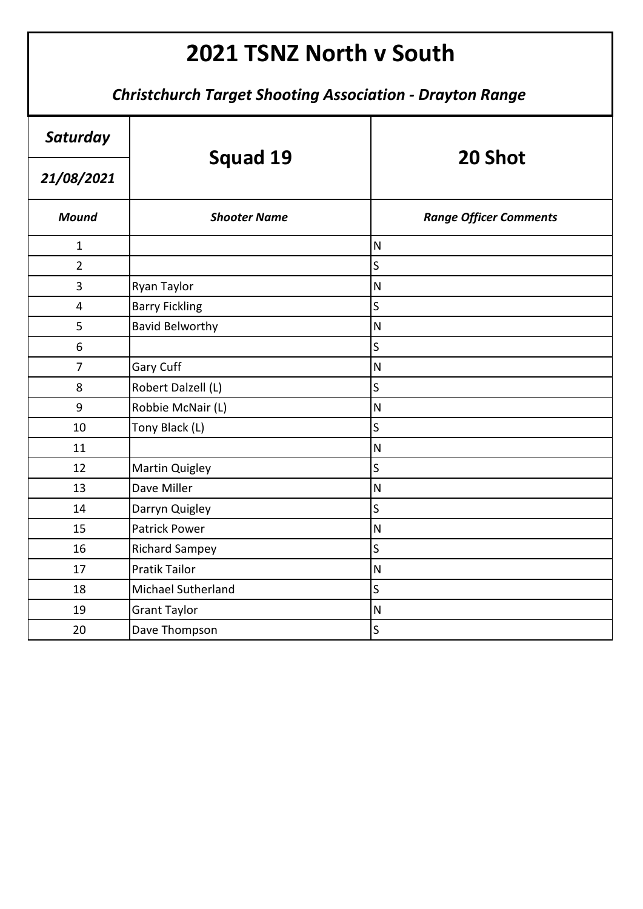# 2021 TSNZ North v South

### *Christchurch Target Shooting Association - Drayton Range*

| *Saturday* | **Squad 19** | **20 Shot** |
|---|---|---|
| *21/08/2021* | | |
| ***Mound*** | ***Shooter Name*** | ***Range Officer Comments*** |
| 1 | | N |
| 2 | | S |
| 3 | Ryan Taylor | N |
| 4 | Barry Fickling | S |
| 5 | Bavid Belworthy | N |
| 6 | | S |
| 7 | Gary Cuff | N |
| 8 | Robert Dalzell (L) | S |
| 9 | Robbie McNair (L) | N |
| 10 | Tony Black (L) | S |
| 11 | | N |
| 12 | Martin Quigley | S |
| 13 | Dave Miller | N |
| 14 | Darryn Quigley | S |
| 15 | Patrick Power | N |
| 16 | Richard Sampey | S |
| 17 | Pratik Tailor | N |
| 18 | Michael Sutherland | S |
| 19 | Grant Taylor | N |
| 20 | Dave Thompson | S |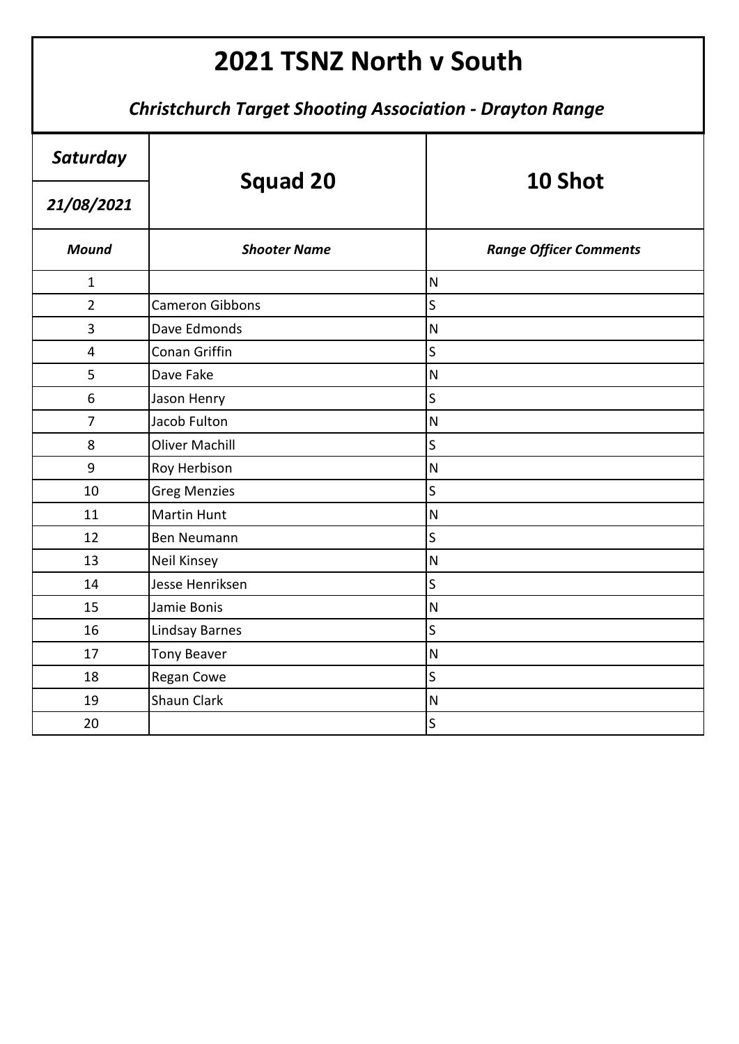# 2021 TSNZ North v South

### *Christchurch Target Shooting Association - Drayton Range*

| *Saturday* | **Squad 20** | **10 Shot** |
|---|---|---|
| *21/08/2021* | | |
| ***Mound*** | ***Shooter Name*** | ***Range Officer Comments*** |
| 1 | | N |
| 2 | Cameron Gibbons | S |
| 3 | Dave Edmonds | N |
| 4 | Conan Griffin | S |
| 5 | Dave Fake | N |
| 6 | Jason Henry | S |
| 7 | Jacob Fulton | N |
| 8 | Oliver Machill | S |
| 9 | Roy Herbison | N |
| 10 | Greg Menzies | S |
| 11 | Martin Hunt | N |
| 12 | Ben Neumann | S |
| 13 | Neil Kinsey | N |
| 14 | Jesse Henriksen | S |
| 15 | Jamie Bonis | N |
| 16 | Lindsay Barnes | S |
| 17 | Tony Beaver | N |
| 18 | Regan Cowe | S |
| 19 | Shaun Clark | N |
| 20 | | S |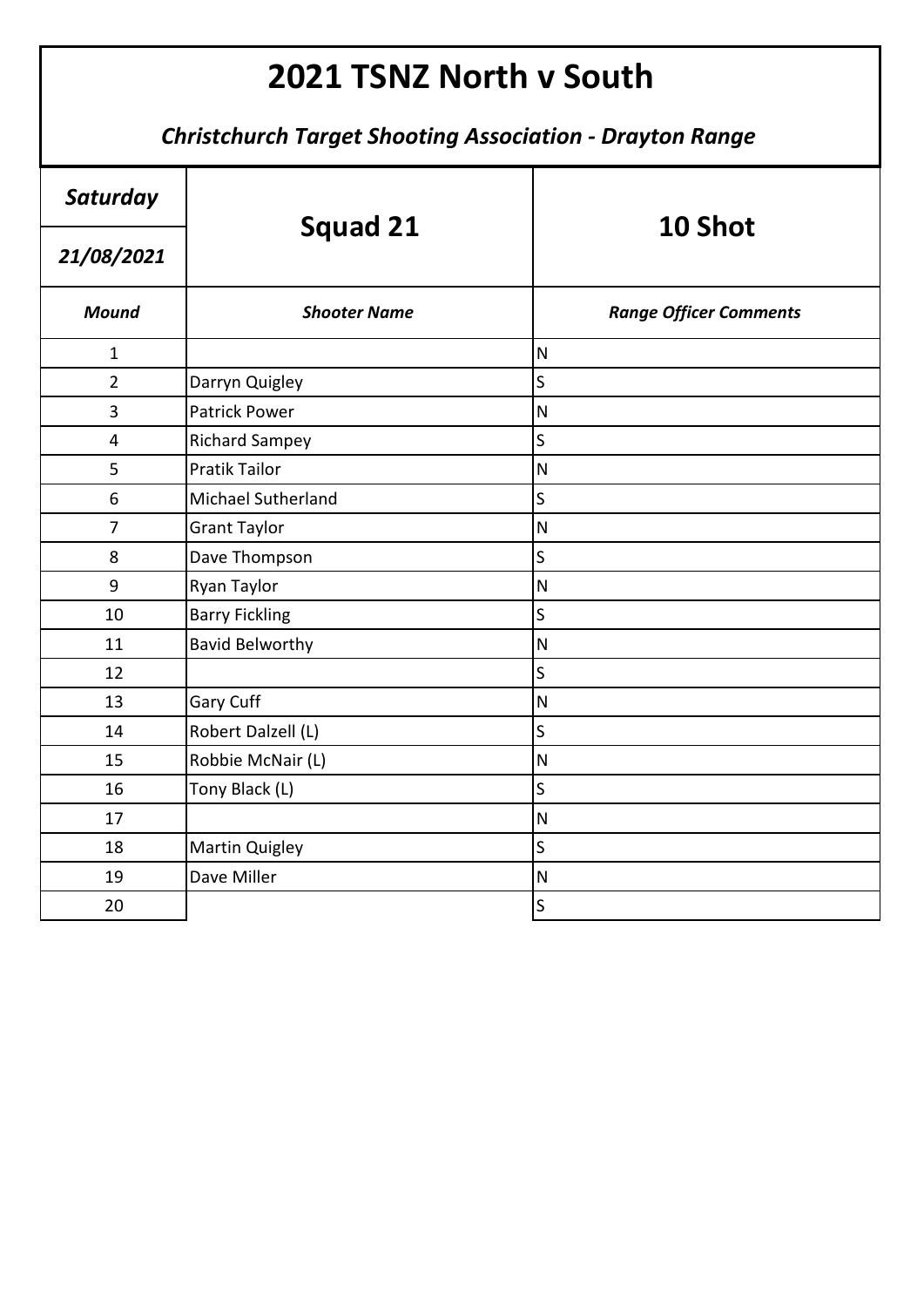# 2021 TSNZ North v South

### *Christchurch Target Shooting Association - Drayton Range*

| *Saturday* | **Squad 21** | **10 Shot** |
|---|---|---|
| *21/08/2021* | | |
| ***Mound*** | ***Shooter Name*** | ***Range Officer Comments*** |
| 1 | | N |
| 2 | Darryn Quigley | S |
| 3 | Patrick Power | N |
| 4 | Richard Sampey | S |
| 5 | Pratik Tailor | N |
| 6 | Michael Sutherland | S |
| 7 | Grant Taylor | N |
| 8 | Dave Thompson | S |
| 9 | Ryan Taylor | N |
| 10 | Barry Fickling | S |
| 11 | Bavid Belworthy | N |
| 12 | | S |
| 13 | Gary Cuff | N |
| 14 | Robert Dalzell (L) | S |
| 15 | Robbie McNair (L) | N |
| 16 | Tony Black (L) | S |
| 17 | | N |
| 18 | Martin Quigley | S |
| 19 | Dave Miller | N |
| 20 | | S |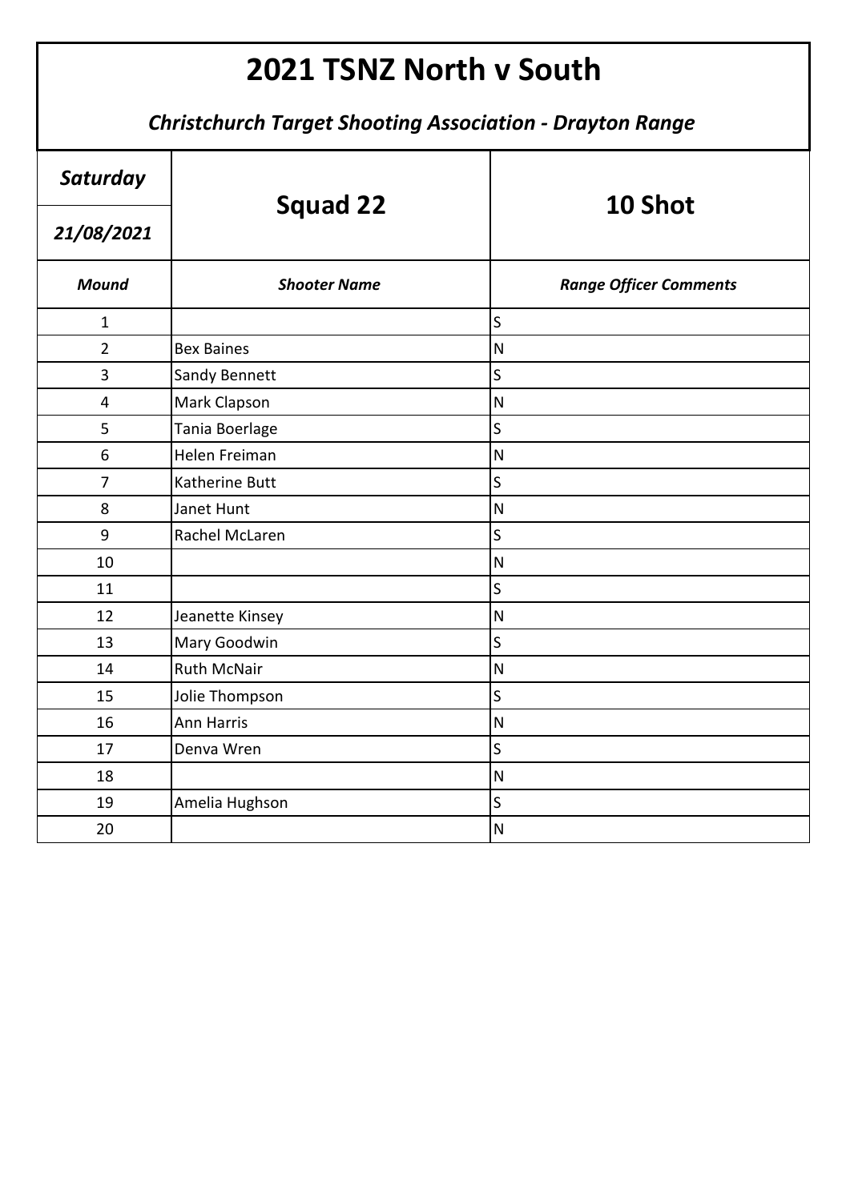# 2021 TSNZ North v South

***Christchurch Target Shooting Association - Drayton Range***

| ***Saturday*** | **Squad 22** | **10 Shot** |
|---|---|---|
| ***21/08/2021*** | | |
| ***Mound*** | ***Shooter Name*** | ***Range Officer Comments*** |
| 1 | | S |
| 2 | Bex Baines | N |
| 3 | Sandy Bennett | S |
| 4 | Mark Clapson | N |
| 5 | Tania Boerlage | S |
| 6 | Helen Freiman | N |
| 7 | Katherine Butt | S |
| 8 | Janet Hunt | N |
| 9 | Rachel McLaren | S |
| 10 | | N |
| 11 | | S |
| 12 | Jeanette Kinsey | N |
| 13 | Mary Goodwin | S |
| 14 | Ruth McNair | N |
| 15 | Jolie Thompson | S |
| 16 | Ann Harris | N |
| 17 | Denva Wren | S |
| 18 | | N |
| 19 | Amelia Hughson | S |
| 20 | | N |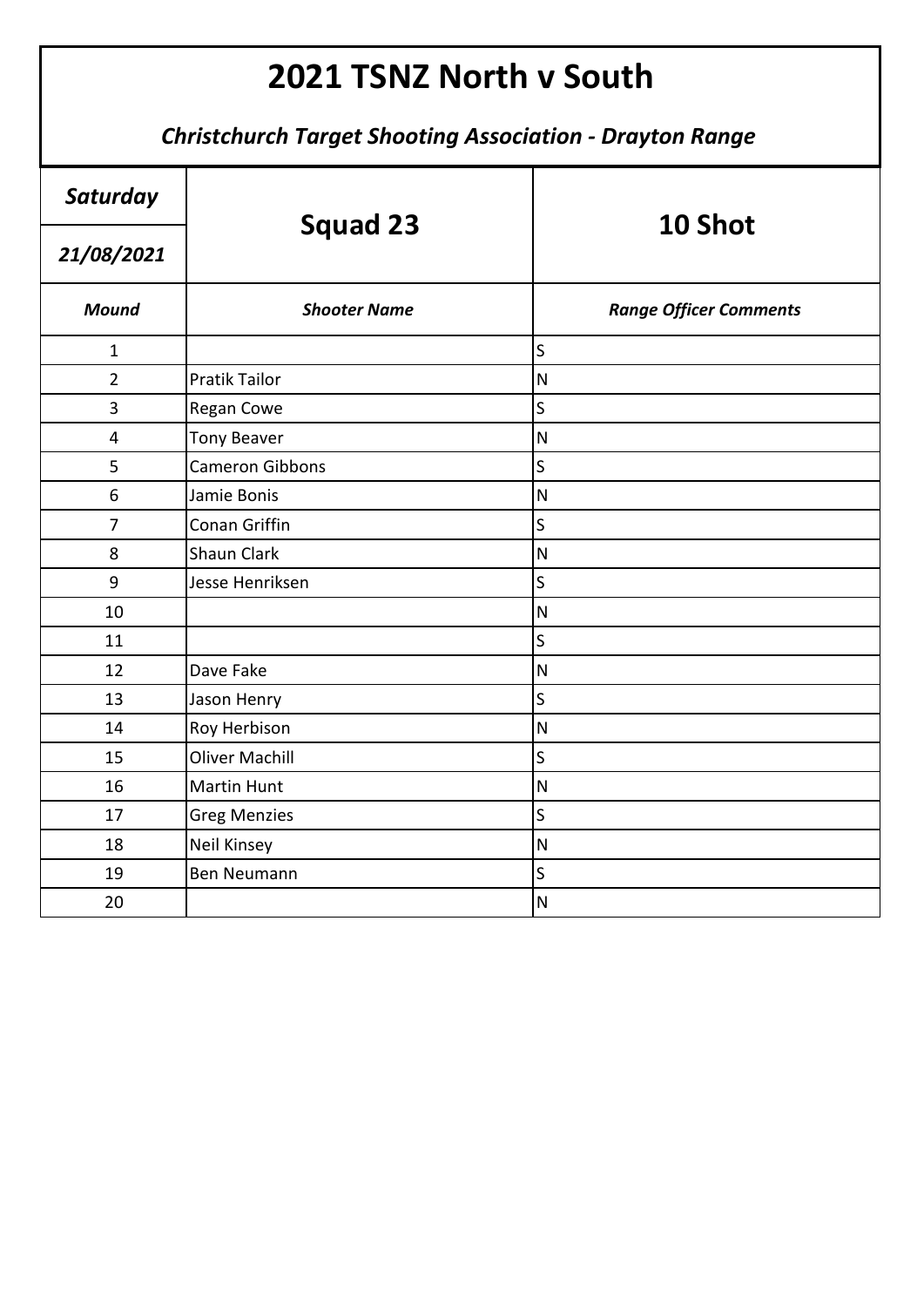# 2021 TSNZ North v South

### *Christchurch Target Shooting Association - Drayton Range*

| *Saturday* | **Squad 23** | **10 Shot** |
|---|---|---|
| *21/08/2021* | | |
| ***Mound*** | ***Shooter Name*** | ***Range Officer Comments*** |
| 1 | | S |
| 2 | Pratik Tailor | N |
| 3 | Regan Cowe | S |
| 4 | Tony Beaver | N |
| 5 | Cameron Gibbons | S |
| 6 | Jamie Bonis | N |
| 7 | Conan Griffin | S |
| 8 | Shaun Clark | N |
| 9 | Jesse Henriksen | S |
| 10 | | N |
| 11 | | S |
| 12 | Dave Fake | N |
| 13 | Jason Henry | S |
| 14 | Roy Herbison | N |
| 15 | Oliver Machill | S |
| 16 | Martin Hunt | N |
| 17 | Greg Menzies | S |
| 18 | Neil Kinsey | N |
| 19 | Ben Neumann | S |
| 20 | | N |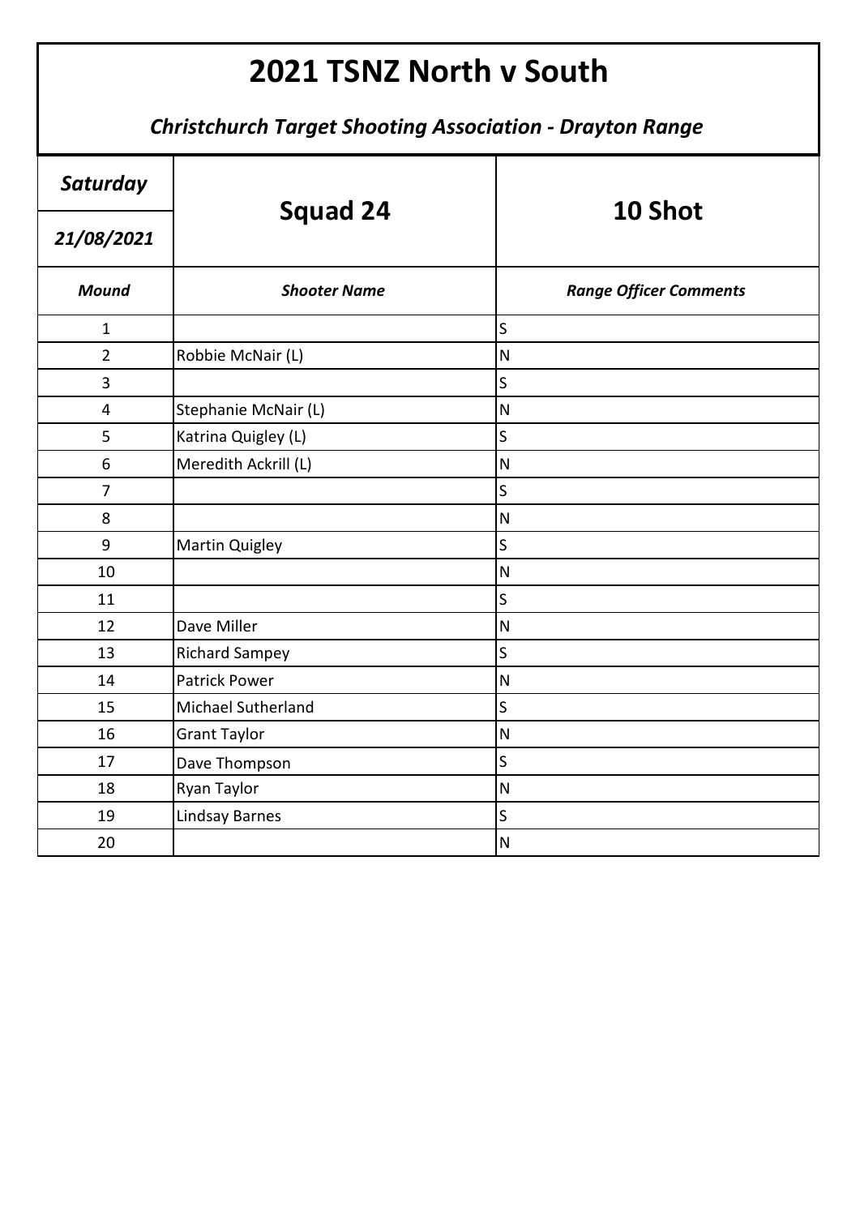# 2021 TSNZ North v South

***Christchurch Target Shooting Association - Drayton Range***

| *Saturday* | **Squad 24** | **10 Shot** |
|---|---|---|
| *21/08/2021* | | |
| ***Mound*** | ***Shooter Name*** | ***Range Officer Comments*** |
| 1 | | S |
| 2 | Robbie McNair (L) | N |
| 3 | | S |
| 4 | Stephanie McNair (L) | N |
| 5 | Katrina Quigley (L) | S |
| 6 | Meredith Ackrill (L) | N |
| 7 | | S |
| 8 | | N |
| 9 | Martin Quigley | S |
| 10 | | N |
| 11 | | S |
| 12 | Dave Miller | N |
| 13 | Richard Sampey | S |
| 14 | Patrick Power | N |
| 15 | Michael Sutherland | S |
| 16 | Grant Taylor | N |
| 17 | Dave Thompson | S |
| 18 | Ryan Taylor | N |
| 19 | Lindsay Barnes | S |
| 20 | | N |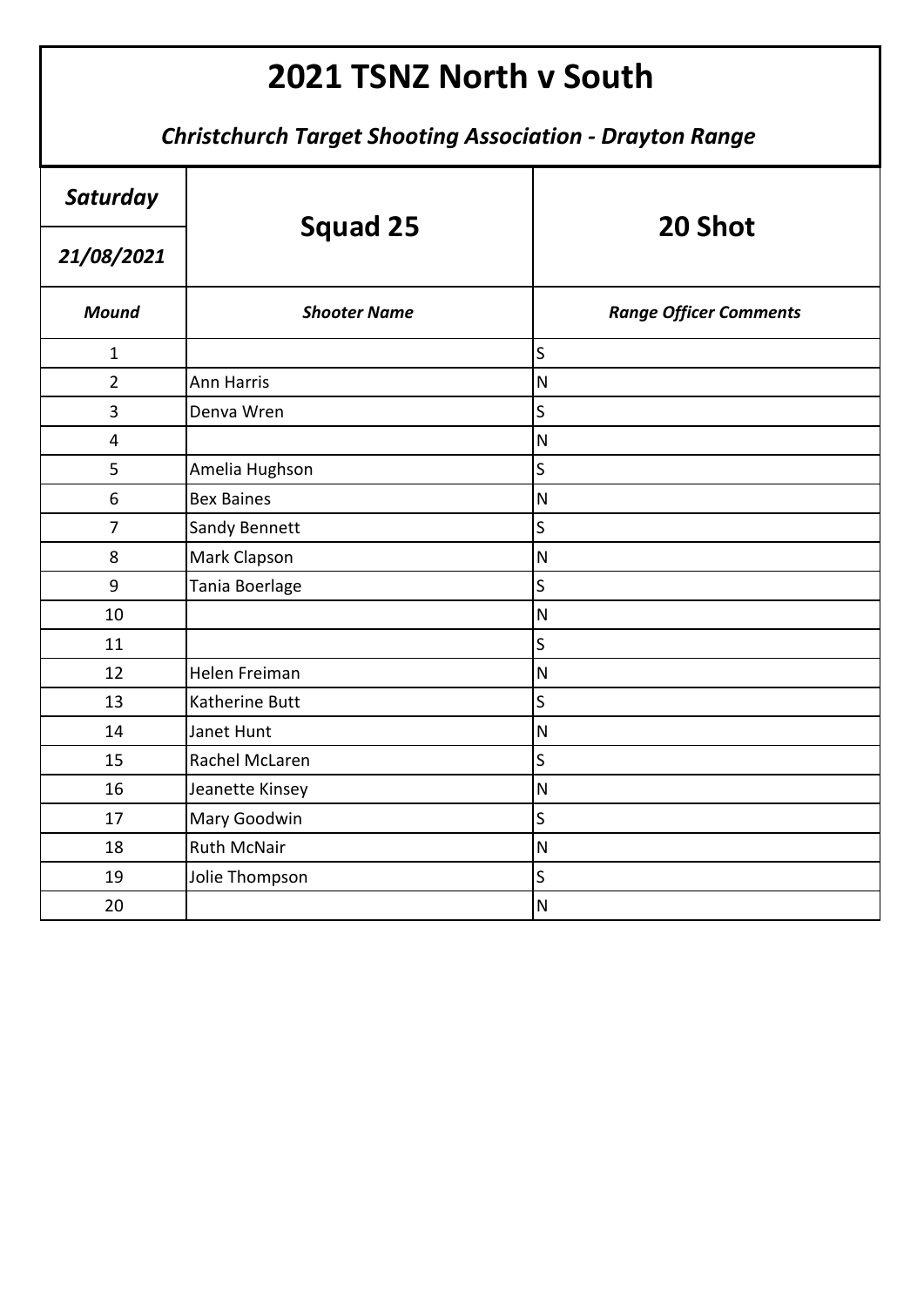# 2021 TSNZ North v South

## *Christchurch Target Shooting Association - Drayton Range*

| *Saturday* | **Squad 25** | **20 Shot** |
|---|---|---|
| *21/08/2021* | | |
| ***Mound*** | ***Shooter Name*** | ***Range Officer Comments*** |
| 1 | | S |
| 2 | Ann Harris | N |
| 3 | Denva Wren | S |
| 4 | | N |
| 5 | Amelia Hughson | S |
| 6 | Bex Baines | N |
| 7 | Sandy Bennett | S |
| 8 | Mark Clapson | N |
| 9 | Tania Boerlage | S |
| 10 | | N |
| 11 | | S |
| 12 | Helen Freiman | N |
| 13 | Katherine Butt | S |
| 14 | Janet Hunt | N |
| 15 | Rachel McLaren | S |
| 16 | Jeanette Kinsey | N |
| 17 | Mary Goodwin | S |
| 18 | Ruth McNair | N |
| 19 | Jolie Thompson | S |
| 20 | | N |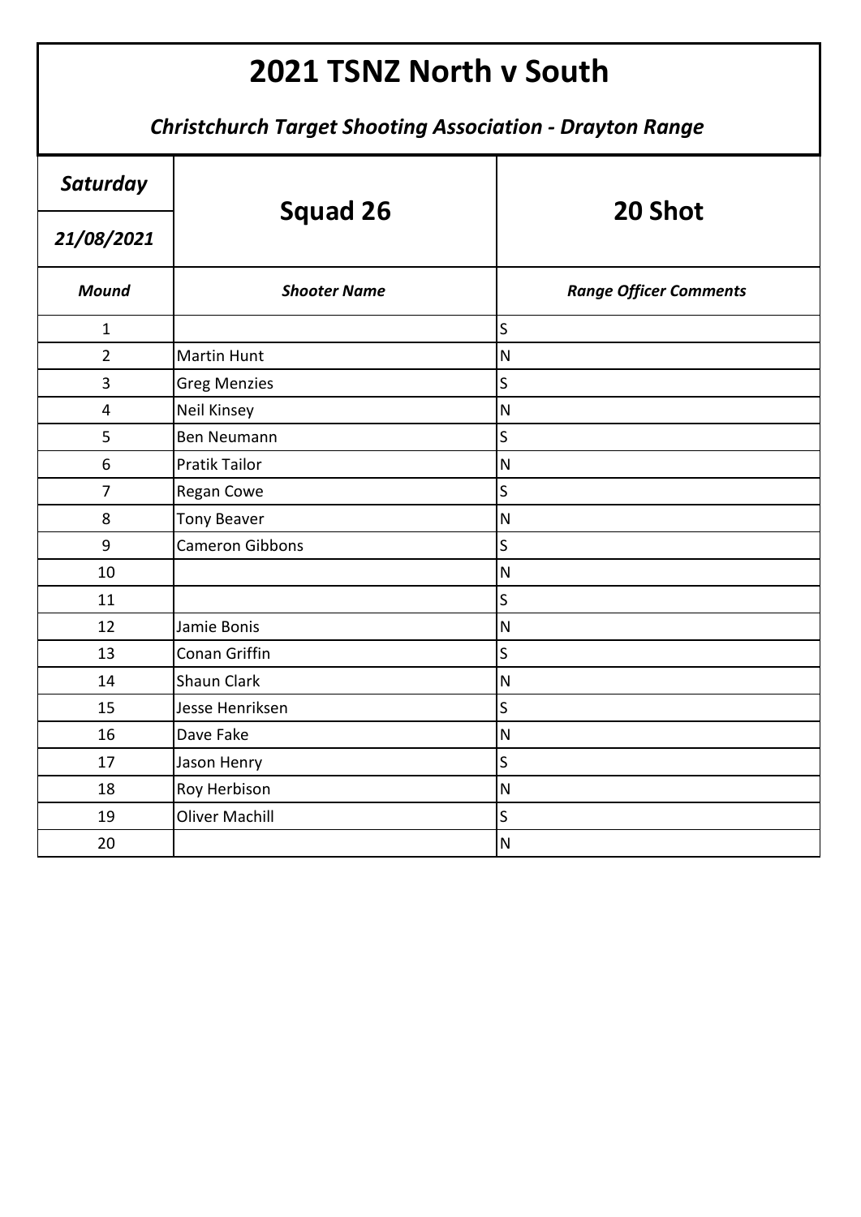# 2021 TSNZ North v South

## *Christchurch Target Shooting Association - Drayton Range*

| *Saturday* | **Squad 26** | **20 Shot** |
|---|---|---|
| *21/08/2021* | | |
| ***Mound*** | ***Shooter Name*** | ***Range Officer Comments*** |
| 1 | | S |
| 2 | Martin Hunt | N |
| 3 | Greg Menzies | S |
| 4 | Neil Kinsey | N |
| 5 | Ben Neumann | S |
| 6 | Pratik Tailor | N |
| 7 | Regan Cowe | S |
| 8 | Tony Beaver | N |
| 9 | Cameron Gibbons | S |
| 10 | | N |
| 11 | | S |
| 12 | Jamie Bonis | N |
| 13 | Conan Griffin | S |
| 14 | Shaun Clark | N |
| 15 | Jesse Henriksen | S |
| 16 | Dave Fake | N |
| 17 | Jason Henry | S |
| 18 | Roy Herbison | N |
| 19 | Oliver Machill | S |
| 20 | | N |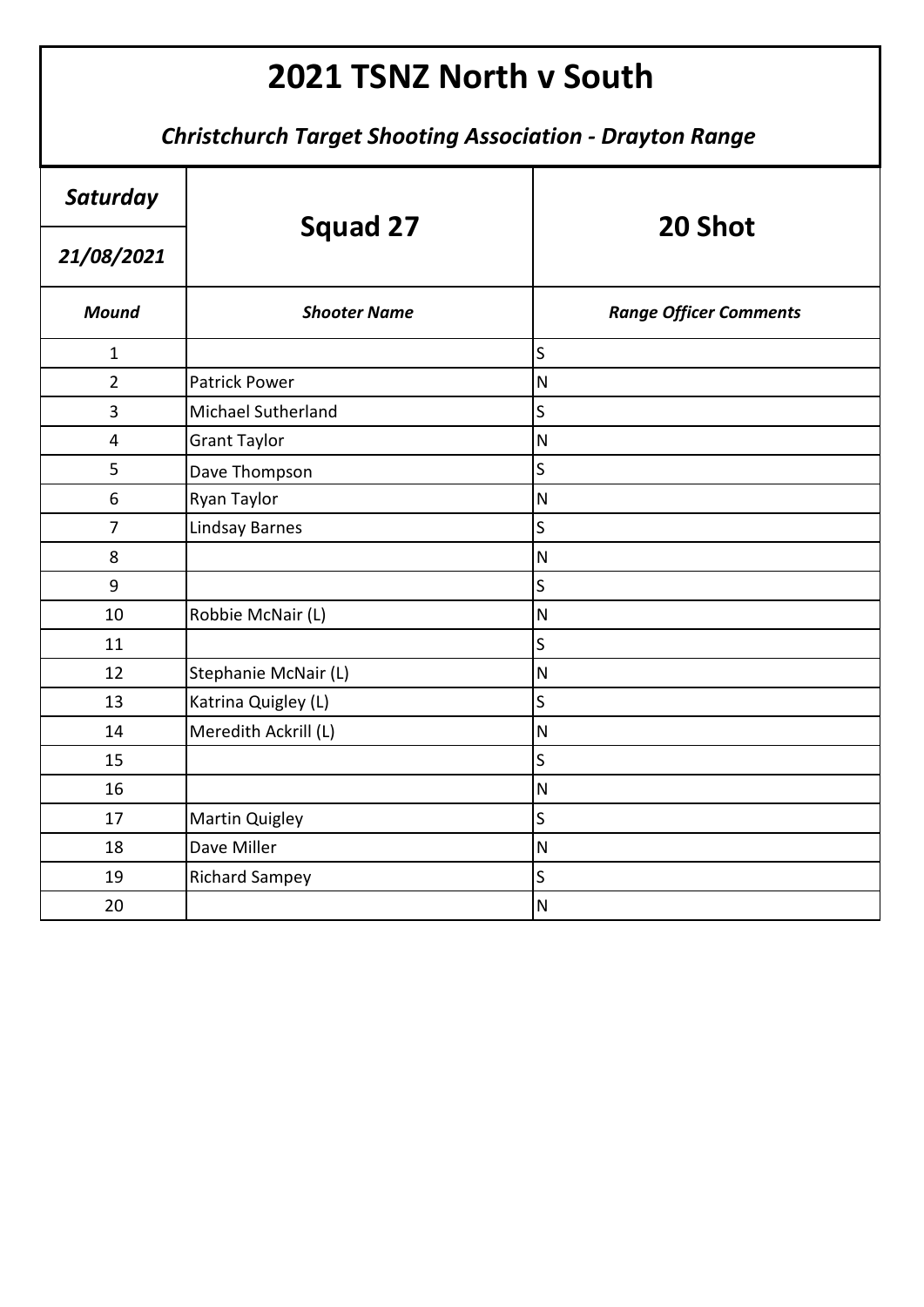# 2021 TSNZ North v South

## *Christchurch Target Shooting Association - Drayton Range*

| *Saturday* | **Squad 27** | **20 Shot** |
|---|---|---|
| *21/08/2021* | | |
| ***Mound*** | ***Shooter Name*** | ***Range Officer Comments*** |
| 1 | | S |
| 2 | Patrick Power | N |
| 3 | Michael Sutherland | S |
| 4 | Grant Taylor | N |
| 5 | Dave Thompson | S |
| 6 | Ryan Taylor | N |
| 7 | Lindsay Barnes | S |
| 8 | | N |
| 9 | | S |
| 10 | Robbie McNair (L) | N |
| 11 | | S |
| 12 | Stephanie McNair (L) | N |
| 13 | Katrina Quigley (L) | S |
| 14 | Meredith Ackrill (L) | N |
| 15 | | S |
| 16 | | N |
| 17 | Martin Quigley | S |
| 18 | Dave Miller | N |
| 19 | Richard Sampey | S |
| 20 | | N |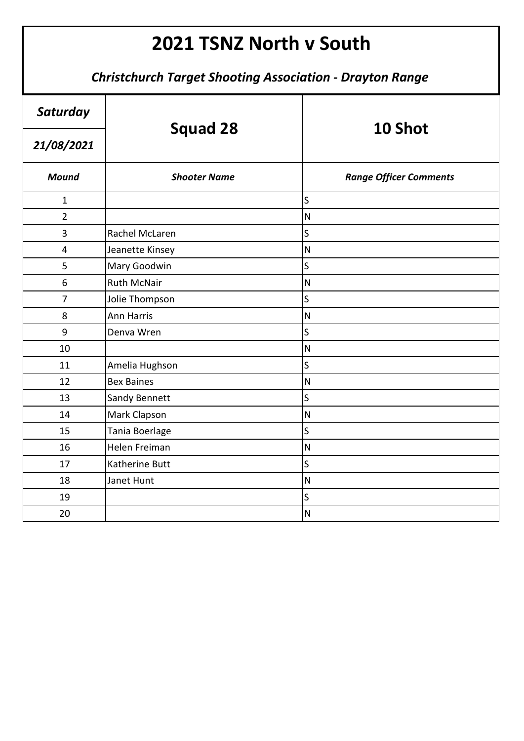# 2021 TSNZ North v South

### *Christchurch Target Shooting Association - Drayton Range*

| *Saturday* | **Squad 28** | **10 Shot** |
|---|---|---|
| *21/08/2021* | | |
| ***Mound*** | ***Shooter Name*** | ***Range Officer Comments*** |
| 1 | | S |
| 2 | | N |
| 3 | Rachel McLaren | S |
| 4 | Jeanette Kinsey | N |
| 5 | Mary Goodwin | S |
| 6 | Ruth McNair | N |
| 7 | Jolie Thompson | S |
| 8 | Ann Harris | N |
| 9 | Denva Wren | S |
| 10 | | N |
| 11 | Amelia Hughson | S |
| 12 | Bex Baines | N |
| 13 | Sandy Bennett | S |
| 14 | Mark Clapson | N |
| 15 | Tania Boerlage | S |
| 16 | Helen Freiman | N |
| 17 | Katherine Butt | S |
| 18 | Janet Hunt | N |
| 19 | | S |
| 20 | | N |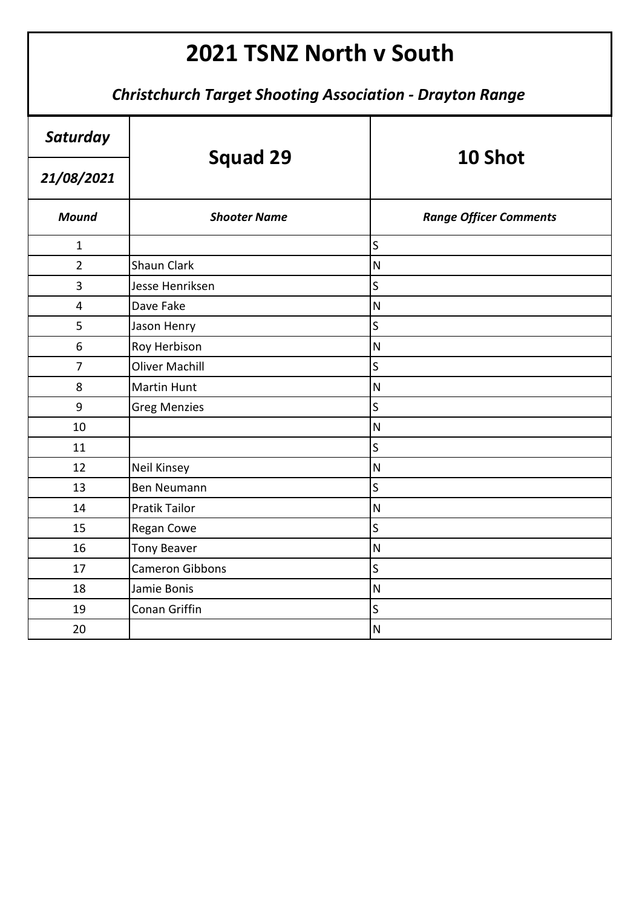# 2021 TSNZ North v South

***Christchurch Target Shooting Association - Drayton Range***

| *Saturday* | Squad 29 | 10 Shot |
|---|---|---|
| *21/08/2021* | | |
| ***Mound*** | ***Shooter Name*** | ***Range Officer Comments*** |
| 1 | | S |
| 2 | Shaun Clark | N |
| 3 | Jesse Henriksen | S |
| 4 | Dave Fake | N |
| 5 | Jason Henry | S |
| 6 | Roy Herbison | N |
| 7 | Oliver Machill | S |
| 8 | Martin Hunt | N |
| 9 | Greg Menzies | S |
| 10 | | N |
| 11 | | S |
| 12 | Neil Kinsey | N |
| 13 | Ben Neumann | S |
| 14 | Pratik Tailor | N |
| 15 | Regan Cowe | S |
| 16 | Tony Beaver | N |
| 17 | Cameron Gibbons | S |
| 18 | Jamie Bonis | N |
| 19 | Conan Griffin | S |
| 20 | | N |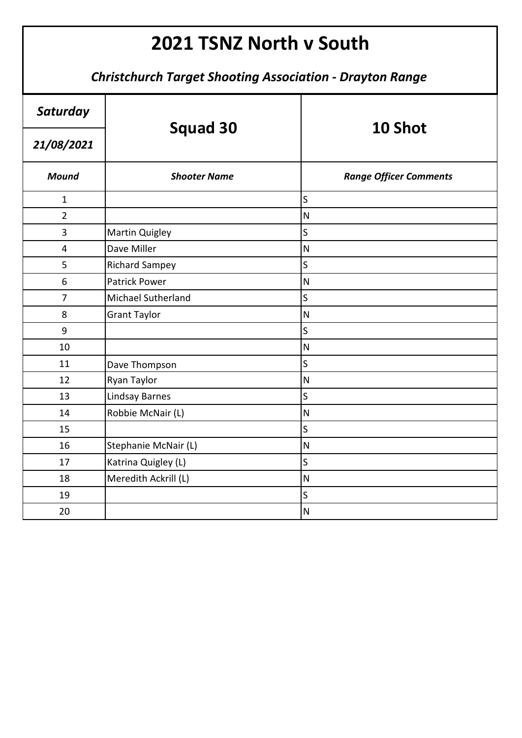# 2021 TSNZ North v South

### *Christchurch Target Shooting Association - Drayton Range*

| *Saturday* | **Squad 30** | **10 Shot** |
|---|---|---|
| *21/08/2021* | | |
| ***Mound*** | ***Shooter Name*** | ***Range Officer Comments*** |
| 1 | | S |
| 2 | | N |
| 3 | Martin Quigley | S |
| 4 | Dave Miller | N |
| 5 | Richard Sampey | S |
| 6 | Patrick Power | N |
| 7 | Michael Sutherland | S |
| 8 | Grant Taylor | N |
| 9 | | S |
| 10 | | N |
| 11 | Dave Thompson | S |
| 12 | Ryan Taylor | N |
| 13 | Lindsay Barnes | S |
| 14 | Robbie McNair (L) | N |
| 15 | | S |
| 16 | Stephanie McNair (L) | N |
| 17 | Katrina Quigley (L) | S |
| 18 | Meredith Ackrill (L) | N |
| 19 | | S |
| 20 | | N |